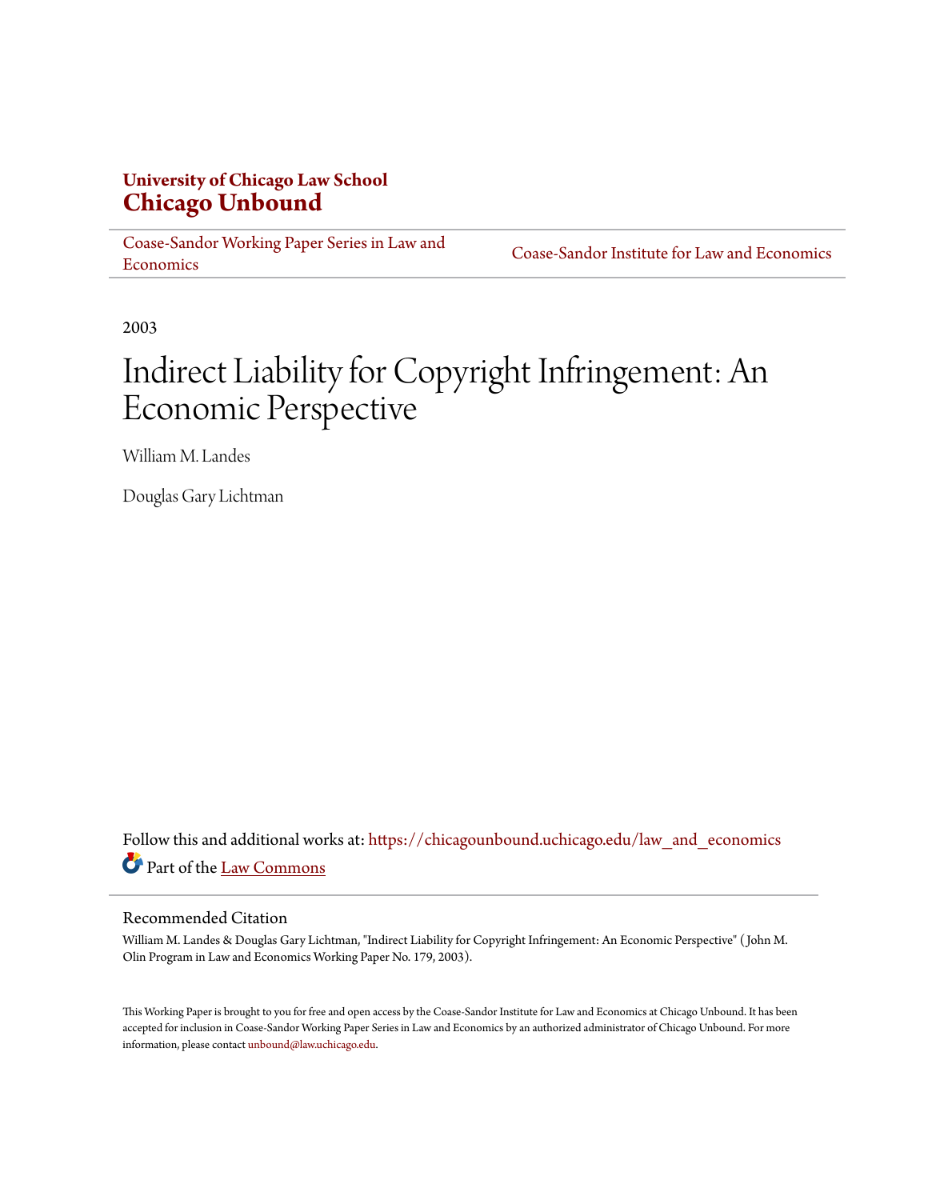**University of Chicago Law School**
**Chicago Unbound**

Coase-Sandor Working Paper Series in Law and Economics | Coase-Sandor Institute for Law and Economics

2003

# Indirect Liability for Copyright Infringement: An Economic Perspective

William M. Landes

Douglas Gary Lichtman

Follow this and additional works at: https://chicagounbound.uchicago.edu/law_and_economics

Part of the Law Commons

## Recommended Citation

William M. Landes & Douglas Gary Lichtman, "Indirect Liability for Copyright Infringement: An Economic Perspective" ( John M. Olin Program in Law and Economics Working Paper No. 179, 2003).

This Working Paper is brought to you for free and open access by the Coase-Sandor Institute for Law and Economics at Chicago Unbound. It has been accepted for inclusion in Coase-Sandor Working Paper Series in Law and Economics by an authorized administrator of Chicago Unbound. For more information, please contact unbound@law.uchicago.edu.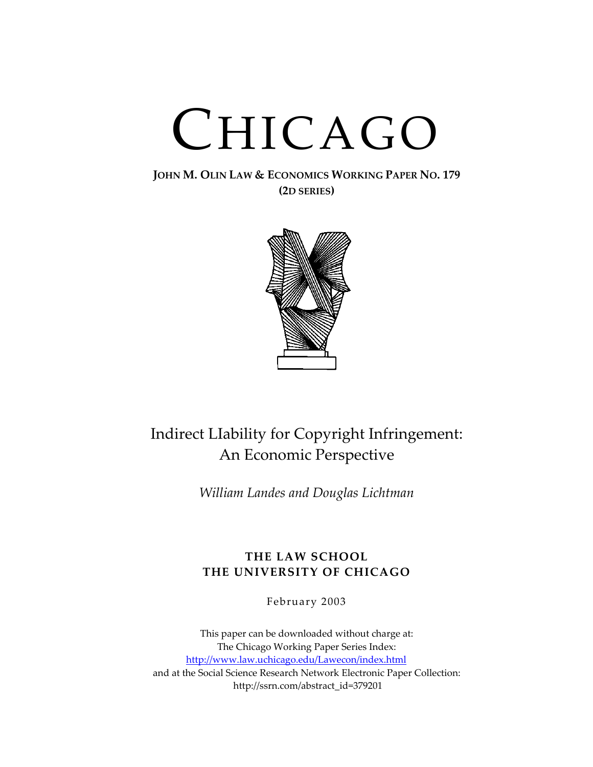# CHICAGO

**JOHN M. OLIN LAW & ECONOMICS WORKING PAPER NO. 179**
**(2D SERIES)**

# Indirect LIability for Copyright Infringement: An Economic Perspective

*William Landes and Douglas Lichtman*

**THE LAW SCHOOL**
**THE UNIVERSITY OF CHICAGO**

February 2003

This paper can be downloaded without charge at:
The Chicago Working Paper Series Index:
[http://www.law.uchicago.edu/Lawecon/index.html](http://www.law.uchicago.edu/Lawecon/index.html)
and at the Social Science Research Network Electronic Paper Collection:
http://ssrn.com/abstract_id=379201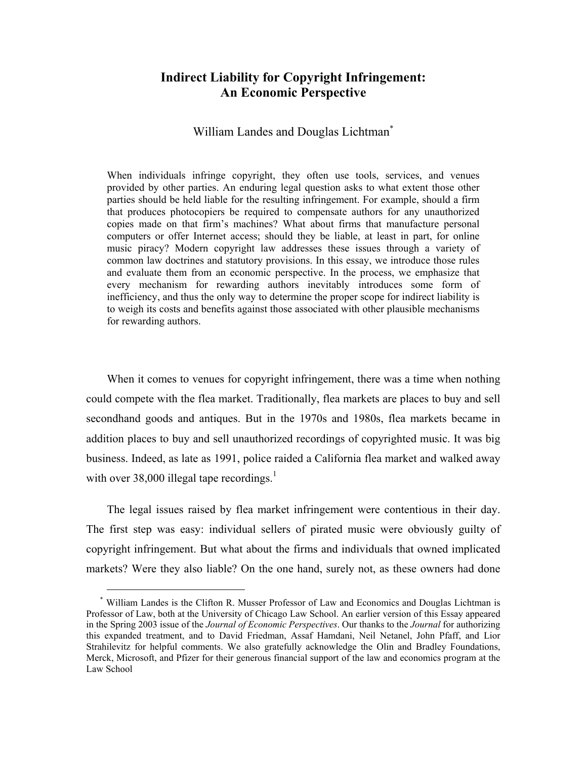# Indirect Liability for Copyright Infringement: An Economic Perspective

William Landes and Douglas Lichtman[*]

> When individuals infringe copyright, they often use tools, services, and venues provided by other parties. An enduring legal question asks to what extent those other parties should be held liable for the resulting infringement. For example, should a firm that produces photocopiers be required to compensate authors for any unauthorized copies made on that firm's machines? What about firms that manufacture personal computers or offer Internet access; should they be liable, at least in part, for online music piracy? Modern copyright law addresses these issues through a variety of common law doctrines and statutory provisions. In this essay, we introduce those rules and evaluate them from an economic perspective. In the process, we emphasize that every mechanism for rewarding authors inevitably introduces some form of inefficiency, and thus the only way to determine the proper scope for indirect liability is to weigh its costs and benefits against those associated with other plausible mechanisms for rewarding authors.

When it comes to venues for copyright infringement, there was a time when nothing could compete with the flea market. Traditionally, flea markets are places to buy and sell secondhand goods and antiques. But in the 1970s and 1980s, flea markets became in addition places to buy and sell unauthorized recordings of copyrighted music. It was big business. Indeed, as late as 1991, police raided a California flea market and walked away with over 38,000 illegal tape recordings.[1]

The legal issues raised by flea market infringement were contentious in their day. The first step was easy: individual sellers of pirated music were obviously guilty of copyright infringement. But what about the firms and individuals that owned implicated markets? Were they also liable? On the one hand, surely not, as these owners had done

---

[*] William Landes is the Clifton R. Musser Professor of Law and Economics and Douglas Lichtman is Professor of Law, both at the University of Chicago Law School. An earlier version of this Essay appeared in the Spring 2003 issue of the *Journal of Economic Perspectives*. Our thanks to the *Journal* for authorizing this expanded treatment, and to David Friedman, Assaf Hamdani, Neil Netanel, John Pfaff, and Lior Strahilevitz for helpful comments. We also gratefully acknowledge the Olin and Bradley Foundations, Merck, Microsoft, and Pfizer for their generous financial support of the law and economics program at the Law School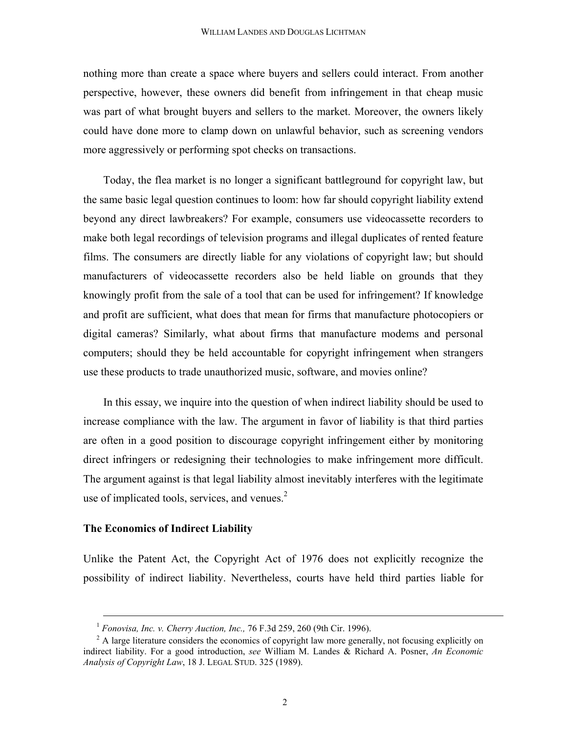nothing more than create a space where buyers and sellers could interact. From another perspective, however, these owners did benefit from infringement in that cheap music was part of what brought buyers and sellers to the market. Moreover, the owners likely could have done more to clamp down on unlawful behavior, such as screening vendors more aggressively or performing spot checks on transactions.

Today, the flea market is no longer a significant battleground for copyright law, but the same basic legal question continues to loom: how far should copyright liability extend beyond any direct lawbreakers? For example, consumers use videocassette recorders to make both legal recordings of television programs and illegal duplicates of rented feature films. The consumers are directly liable for any violations of copyright law; but should manufacturers of videocassette recorders also be held liable on grounds that they knowingly profit from the sale of a tool that can be used for infringement? If knowledge and profit are sufficient, what does that mean for firms that manufacture photocopiers or digital cameras? Similarly, what about firms that manufacture modems and personal computers; should they be held accountable for copyright infringement when strangers use these products to trade unauthorized music, software, and movies online?

In this essay, we inquire into the question of when indirect liability should be used to increase compliance with the law. The argument in favor of liability is that third parties are often in a good position to discourage copyright infringement either by monitoring direct infringers or redesigning their technologies to make infringement more difficult. The argument against is that legal liability almost inevitably interferes with the legitimate use of implicated tools, services, and venues.[2]

**The Economics of Indirect Liability**

Unlike the Patent Act, the Copyright Act of 1976 does not explicitly recognize the possibility of indirect liability. Nevertheless, courts have held third parties liable for

---

[1] *Fonovisa, Inc. v. Cherry Auction, Inc.,* 76 F.3d 259, 260 (9th Cir. 1996).

[2] A large literature considers the economics of copyright law more generally, not focusing explicitly on indirect liability. For a good introduction, *see* William M. Landes & Richard A. Posner, *An Economic Analysis of Copyright Law*, 18 J. LEGAL STUD. 325 (1989).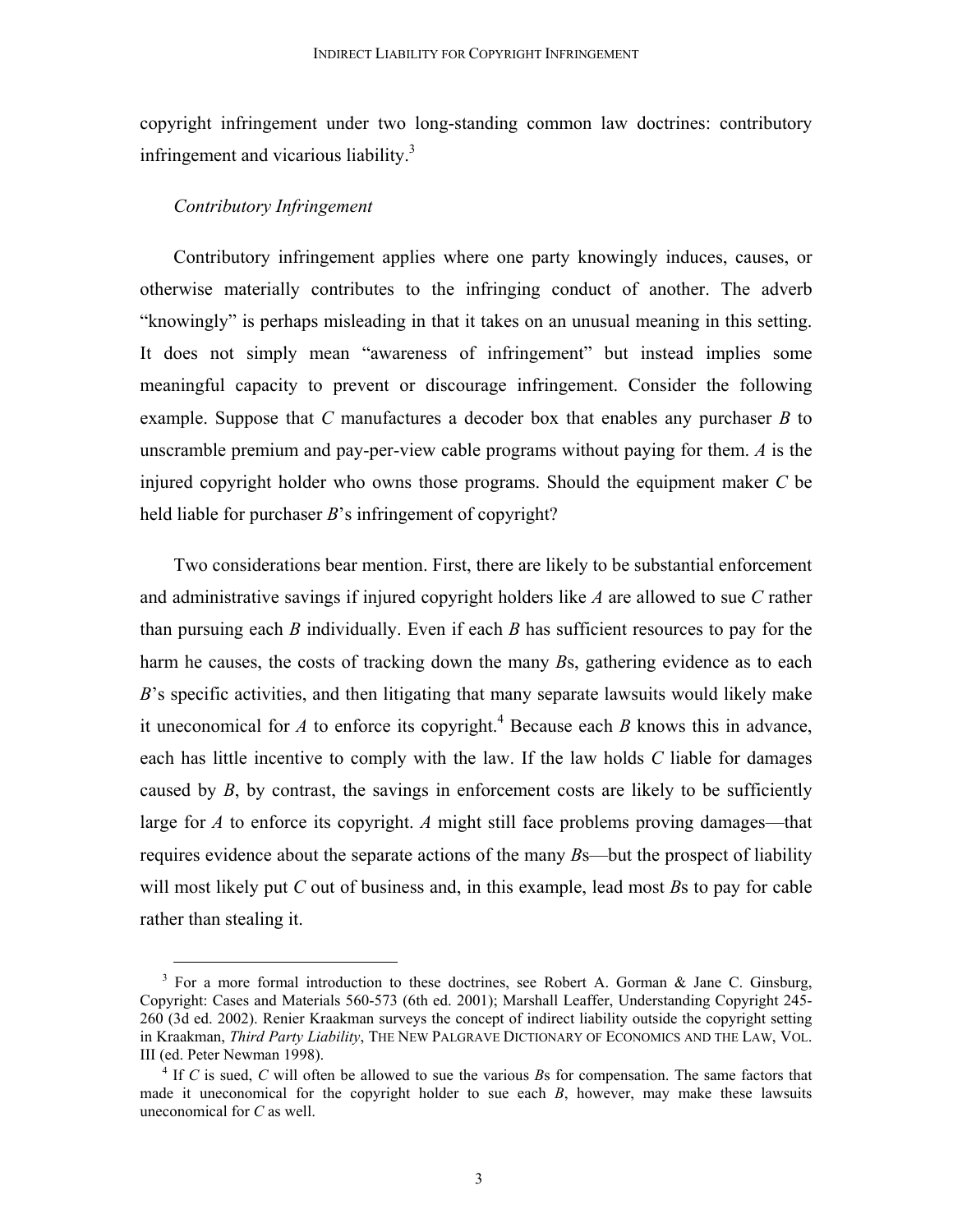copyright infringement under two long-standing common law doctrines: contributory infringement and vicarious liability.[3]

### *Contributory Infringement*

Contributory infringement applies where one party knowingly induces, causes, or otherwise materially contributes to the infringing conduct of another. The adverb "knowingly" is perhaps misleading in that it takes on an unusual meaning in this setting. It does not simply mean "awareness of infringement" but instead implies some meaningful capacity to prevent or discourage infringement. Consider the following example. Suppose that *C* manufactures a decoder box that enables any purchaser *B* to unscramble premium and pay-per-view cable programs without paying for them. *A* is the injured copyright holder who owns those programs. Should the equipment maker *C* be held liable for purchaser *B*'s infringement of copyright?

Two considerations bear mention. First, there are likely to be substantial enforcement and administrative savings if injured copyright holders like *A* are allowed to sue *C* rather than pursuing each *B* individually. Even if each *B* has sufficient resources to pay for the harm he causes, the costs of tracking down the many *B*s, gathering evidence as to each *B*'s specific activities, and then litigating that many separate lawsuits would likely make it uneconomical for *A* to enforce its copyright.[4] Because each *B* knows this in advance, each has little incentive to comply with the law. If the law holds *C* liable for damages caused by *B*, by contrast, the savings in enforcement costs are likely to be sufficiently large for *A* to enforce its copyright. *A* might still face problems proving damages—that requires evidence about the separate actions of the many *B*s—but the prospect of liability will most likely put *C* out of business and, in this example, lead most *B*s to pay for cable rather than stealing it.

---

[3] For a more formal introduction to these doctrines, see Robert A. Gorman & Jane C. Ginsburg, Copyright: Cases and Materials 560-573 (6th ed. 2001); Marshall Leaffer, Understanding Copyright 245-260 (3d ed. 2002). Renier Kraakman surveys the concept of indirect liability outside the copyright setting in Kraakman, *Third Party Liability*, THE NEW PALGRAVE DICTIONARY OF ECONOMICS AND THE LAW, VOL. III (ed. Peter Newman 1998).

[4] If *C* is sued, *C* will often be allowed to sue the various *B*s for compensation. The same factors that made it uneconomical for the copyright holder to sue each *B*, however, may make these lawsuits uneconomical for *C* as well.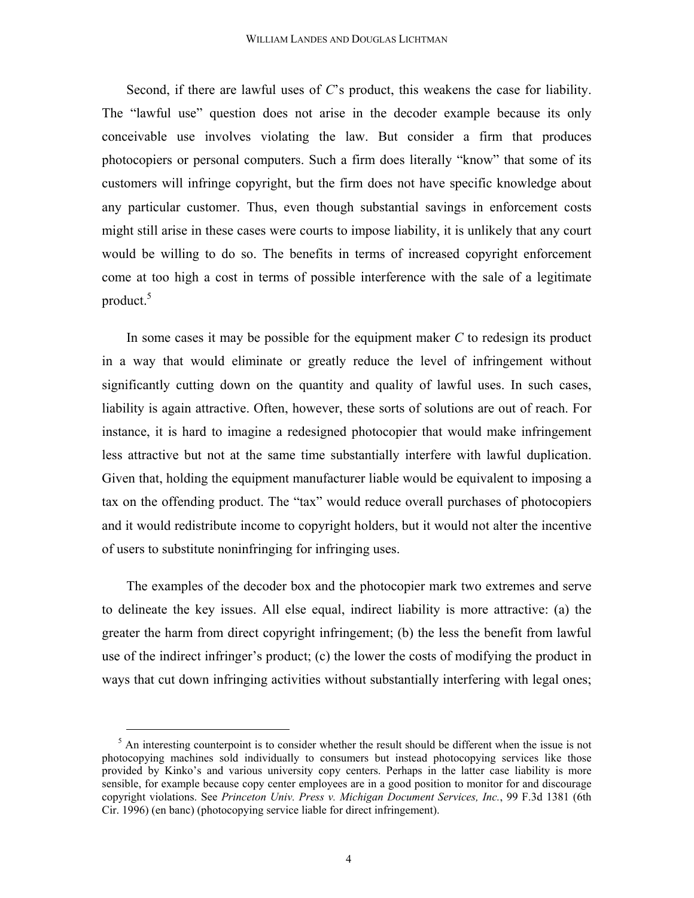Second, if there are lawful uses of *C*'s product, this weakens the case for liability. The "lawful use" question does not arise in the decoder example because its only conceivable use involves violating the law. But consider a firm that produces photocopiers or personal computers. Such a firm does literally "know" that some of its customers will infringe copyright, but the firm does not have specific knowledge about any particular customer. Thus, even though substantial savings in enforcement costs might still arise in these cases were courts to impose liability, it is unlikely that any court would be willing to do so. The benefits in terms of increased copyright enforcement come at too high a cost in terms of possible interference with the sale of a legitimate product.[5]

In some cases it may be possible for the equipment maker *C* to redesign its product in a way that would eliminate or greatly reduce the level of infringement without significantly cutting down on the quantity and quality of lawful uses. In such cases, liability is again attractive. Often, however, these sorts of solutions are out of reach. For instance, it is hard to imagine a redesigned photocopier that would make infringement less attractive but not at the same time substantially interfere with lawful duplication. Given that, holding the equipment manufacturer liable would be equivalent to imposing a tax on the offending product. The "tax" would reduce overall purchases of photocopiers and it would redistribute income to copyright holders, but it would not alter the incentive of users to substitute noninfringing for infringing uses.

The examples of the decoder box and the photocopier mark two extremes and serve to delineate the key issues. All else equal, indirect liability is more attractive: (a) the greater the harm from direct copyright infringement; (b) the less the benefit from lawful use of the indirect infringer's product; (c) the lower the costs of modifying the product in ways that cut down infringing activities without substantially interfering with legal ones;

---

[5] An interesting counterpoint is to consider whether the result should be different when the issue is not photocopying machines sold individually to consumers but instead photocopying services like those provided by Kinko's and various university copy centers. Perhaps in the latter case liability is more sensible, for example because copy center employees are in a good position to monitor for and discourage copyright violations. See *Princeton Univ. Press v. Michigan Document Services, Inc.*, 99 F.3d 1381 (6th Cir. 1996) (en banc) (photocopying service liable for direct infringement).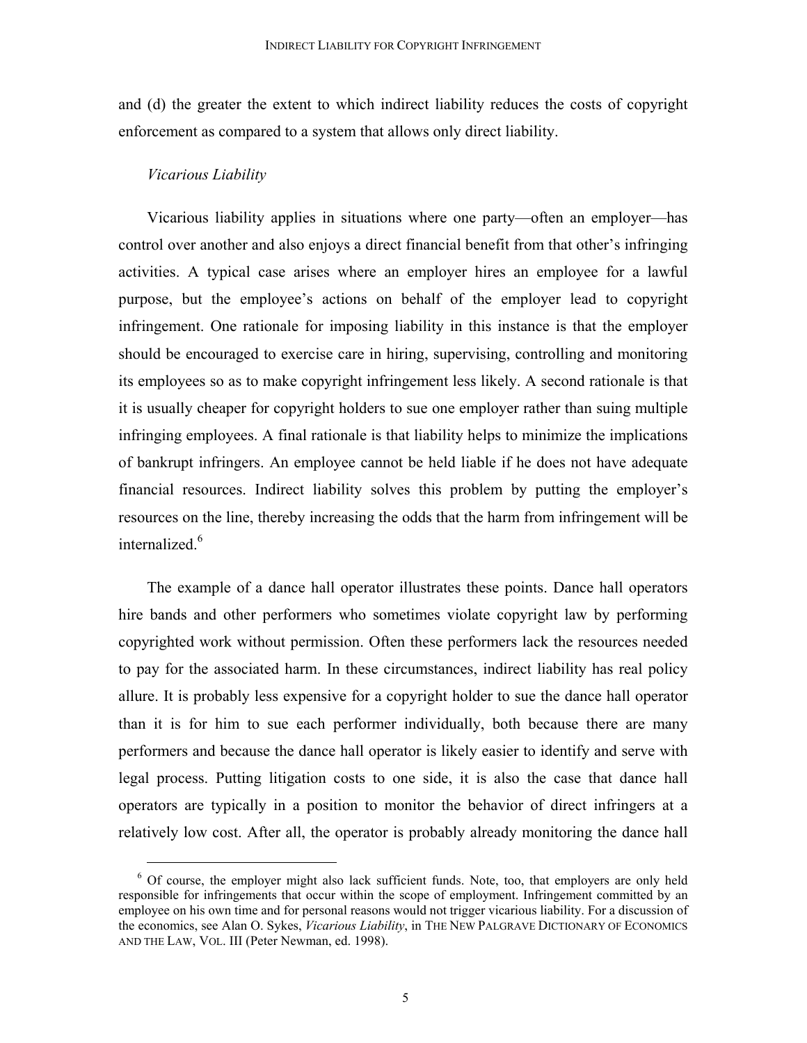and (d) the greater the extent to which indirect liability reduces the costs of copyright enforcement as compared to a system that allows only direct liability.

*Vicarious Liability*

Vicarious liability applies in situations where one party—often an employer—has control over another and also enjoys a direct financial benefit from that other's infringing activities. A typical case arises where an employer hires an employee for a lawful purpose, but the employee's actions on behalf of the employer lead to copyright infringement. One rationale for imposing liability in this instance is that the employer should be encouraged to exercise care in hiring, supervising, controlling and monitoring its employees so as to make copyright infringement less likely. A second rationale is that it is usually cheaper for copyright holders to sue one employer rather than suing multiple infringing employees. A final rationale is that liability helps to minimize the implications of bankrupt infringers. An employee cannot be held liable if he does not have adequate financial resources. Indirect liability solves this problem by putting the employer's resources on the line, thereby increasing the odds that the harm from infringement will be internalized.[6]

The example of a dance hall operator illustrates these points. Dance hall operators hire bands and other performers who sometimes violate copyright law by performing copyrighted work without permission. Often these performers lack the resources needed to pay for the associated harm. In these circumstances, indirect liability has real policy allure. It is probably less expensive for a copyright holder to sue the dance hall operator than it is for him to sue each performer individually, both because there are many performers and because the dance hall operator is likely easier to identify and serve with legal process. Putting litigation costs to one side, it is also the case that dance hall operators are typically in a position to monitor the behavior of direct infringers at a relatively low cost. After all, the operator is probably already monitoring the dance hall

[6] Of course, the employer might also lack sufficient funds. Note, too, that employers are only held responsible for infringements that occur within the scope of employment. Infringement committed by an employee on his own time and for personal reasons would not trigger vicarious liability. For a discussion of the economics, see Alan O. Sykes, *Vicarious Liability*, in THE NEW PALGRAVE DICTIONARY OF ECONOMICS AND THE LAW, VOL. III (Peter Newman, ed. 1998).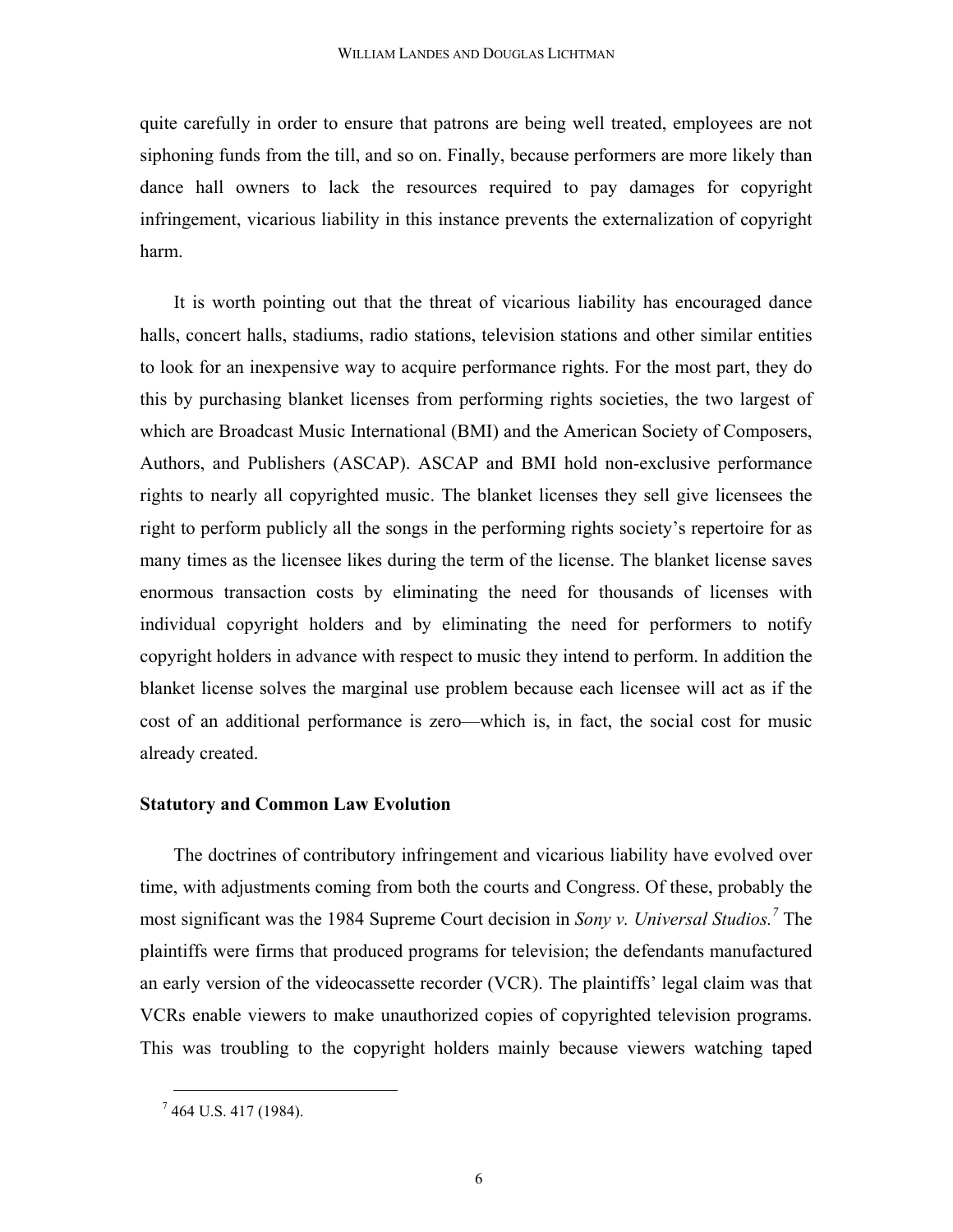quite carefully in order to ensure that patrons are being well treated, employees are not siphoning funds from the till, and so on. Finally, because performers are more likely than dance hall owners to lack the resources required to pay damages for copyright infringement, vicarious liability in this instance prevents the externalization of copyright harm.

It is worth pointing out that the threat of vicarious liability has encouraged dance halls, concert halls, stadiums, radio stations, television stations and other similar entities to look for an inexpensive way to acquire performance rights. For the most part, they do this by purchasing blanket licenses from performing rights societies, the two largest of which are Broadcast Music International (BMI) and the American Society of Composers, Authors, and Publishers (ASCAP). ASCAP and BMI hold non-exclusive performance rights to nearly all copyrighted music. The blanket licenses they sell give licensees the right to perform publicly all the songs in the performing rights society's repertoire for as many times as the licensee likes during the term of the license. The blanket license saves enormous transaction costs by eliminating the need for thousands of licenses with individual copyright holders and by eliminating the need for performers to notify copyright holders in advance with respect to music they intend to perform. In addition the blanket license solves the marginal use problem because each licensee will act as if the cost of an additional performance is zero—which is, in fact, the social cost for music already created.

**Statutory and Common Law Evolution**

The doctrines of contributory infringement and vicarious liability have evolved over time, with adjustments coming from both the courts and Congress. Of these, probably the most significant was the 1984 Supreme Court decision in *Sony v. Universal Studios.*[7] The plaintiffs were firms that produced programs for television; the defendants manufactured an early version of the videocassette recorder (VCR). The plaintiffs' legal claim was that VCRs enable viewers to make unauthorized copies of copyrighted television programs. This was troubling to the copyright holders mainly because viewers watching taped

[7] 464 U.S. 417 (1984).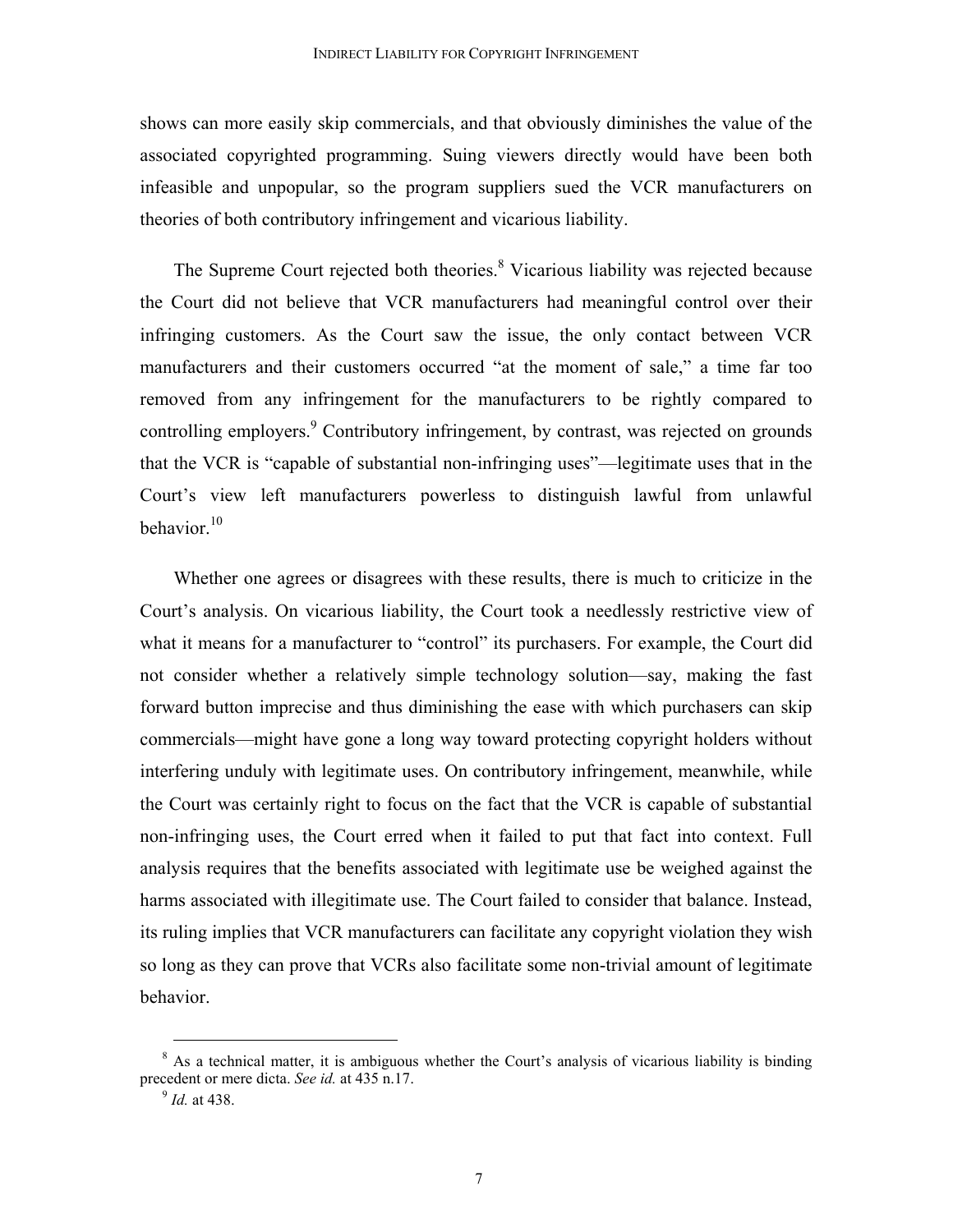shows can more easily skip commercials, and that obviously diminishes the value of the associated copyrighted programming. Suing viewers directly would have been both infeasible and unpopular, so the program suppliers sued the VCR manufacturers on theories of both contributory infringement and vicarious liability.

The Supreme Court rejected both theories.[8] Vicarious liability was rejected because the Court did not believe that VCR manufacturers had meaningful control over their infringing customers. As the Court saw the issue, the only contact between VCR manufacturers and their customers occurred "at the moment of sale," a time far too removed from any infringement for the manufacturers to be rightly compared to controlling employers.[9] Contributory infringement, by contrast, was rejected on grounds that the VCR is "capable of substantial non-infringing uses"—legitimate uses that in the Court's view left manufacturers powerless to distinguish lawful from unlawful behavior.[10]

Whether one agrees or disagrees with these results, there is much to criticize in the Court's analysis. On vicarious liability, the Court took a needlessly restrictive view of what it means for a manufacturer to "control" its purchasers. For example, the Court did not consider whether a relatively simple technology solution—say, making the fast forward button imprecise and thus diminishing the ease with which purchasers can skip commercials—might have gone a long way toward protecting copyright holders without interfering unduly with legitimate uses. On contributory infringement, meanwhile, while the Court was certainly right to focus on the fact that the VCR is capable of substantial non-infringing uses, the Court erred when it failed to put that fact into context. Full analysis requires that the benefits associated with legitimate use be weighed against the harms associated with illegitimate use. The Court failed to consider that balance. Instead, its ruling implies that VCR manufacturers can facilitate any copyright violation they wish so long as they can prove that VCRs also facilitate some non-trivial amount of legitimate behavior.

[8] As a technical matter, it is ambiguous whether the Court's analysis of vicarious liability is binding precedent or mere dicta. *See id.* at 435 n.17.

[9] *Id.* at 438.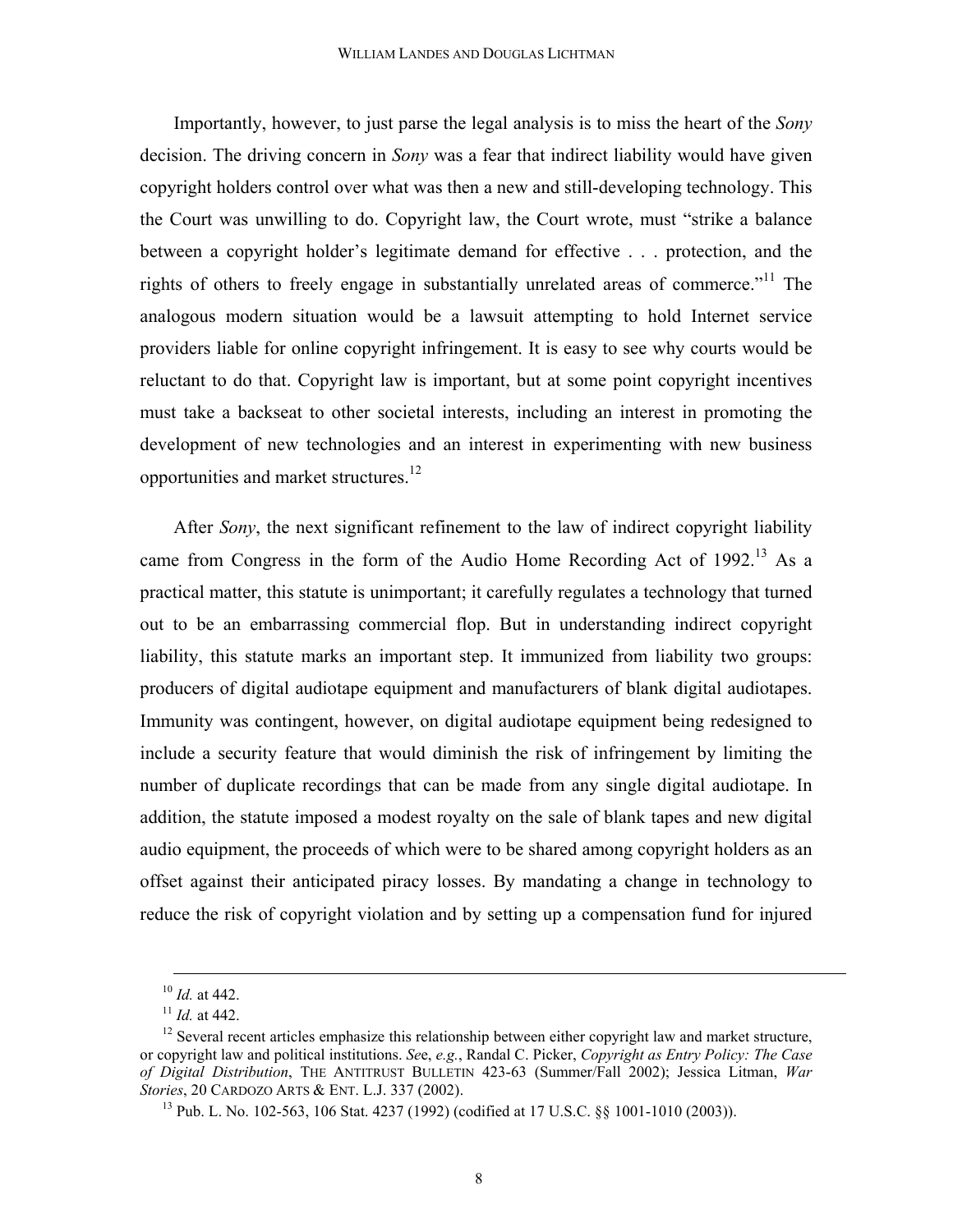Importantly, however, to just parse the legal analysis is to miss the heart of the *Sony* decision. The driving concern in *Sony* was a fear that indirect liability would have given copyright holders control over what was then a new and still-developing technology. This the Court was unwilling to do. Copyright law, the Court wrote, must "strike a balance between a copyright holder's legitimate demand for effective . . . protection, and the rights of others to freely engage in substantially unrelated areas of commerce."[11] The analogous modern situation would be a lawsuit attempting to hold Internet service providers liable for online copyright infringement. It is easy to see why courts would be reluctant to do that. Copyright law is important, but at some point copyright incentives must take a backseat to other societal interests, including an interest in promoting the development of new technologies and an interest in experimenting with new business opportunities and market structures.[12]

After *Sony*, the next significant refinement to the law of indirect copyright liability came from Congress in the form of the Audio Home Recording Act of 1992.[13] As a practical matter, this statute is unimportant; it carefully regulates a technology that turned out to be an embarrassing commercial flop. But in understanding indirect copyright liability, this statute marks an important step. It immunized from liability two groups: producers of digital audiotape equipment and manufacturers of blank digital audiotapes. Immunity was contingent, however, on digital audiotape equipment being redesigned to include a security feature that would diminish the risk of infringement by limiting the number of duplicate recordings that can be made from any single digital audiotape. In addition, the statute imposed a modest royalty on the sale of blank tapes and new digital audio equipment, the proceeds of which were to be shared among copyright holders as an offset against their anticipated piracy losses. By mandating a change in technology to reduce the risk of copyright violation and by setting up a compensation fund for injured

---

[10] *Id.* at 442.

[11] *Id.* at 442.

[12] Several recent articles emphasize this relationship between either copyright law and market structure, or copyright law and political institutions. *See*, *e.g.*, Randal C. Picker, *Copyright as Entry Policy: The Case of Digital Distribution*, THE ANTITRUST BULLETIN 423-63 (Summer/Fall 2002); Jessica Litman, *War Stories*, 20 CARDOZO ARTS & ENT. L.J. 337 (2002).

[13] Pub. L. No. 102-563, 106 Stat. 4237 (1992) (codified at 17 U.S.C. §§ 1001-1010 (2003)).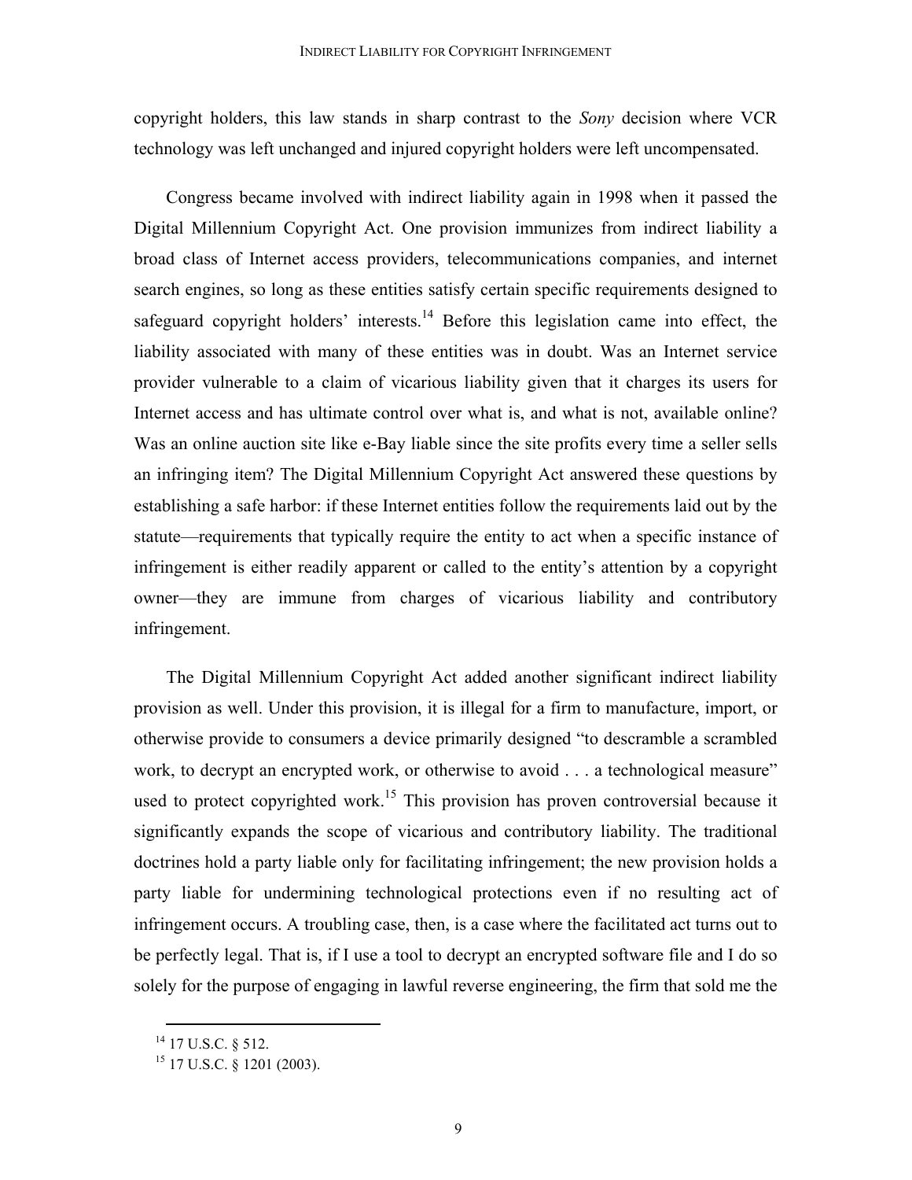copyright holders, this law stands in sharp contrast to the *Sony* decision where VCR technology was left unchanged and injured copyright holders were left uncompensated.

Congress became involved with indirect liability again in 1998 when it passed the Digital Millennium Copyright Act. One provision immunizes from indirect liability a broad class of Internet access providers, telecommunications companies, and internet search engines, so long as these entities satisfy certain specific requirements designed to safeguard copyright holders' interests.[14] Before this legislation came into effect, the liability associated with many of these entities was in doubt. Was an Internet service provider vulnerable to a claim of vicarious liability given that it charges its users for Internet access and has ultimate control over what is, and what is not, available online? Was an online auction site like e-Bay liable since the site profits every time a seller sells an infringing item? The Digital Millennium Copyright Act answered these questions by establishing a safe harbor: if these Internet entities follow the requirements laid out by the statute—requirements that typically require the entity to act when a specific instance of infringement is either readily apparent or called to the entity's attention by a copyright owner—they are immune from charges of vicarious liability and contributory infringement.

The Digital Millennium Copyright Act added another significant indirect liability provision as well. Under this provision, it is illegal for a firm to manufacture, import, or otherwise provide to consumers a device primarily designed "to descramble a scrambled work, to decrypt an encrypted work, or otherwise to avoid . . . a technological measure" used to protect copyrighted work.[15] This provision has proven controversial because it significantly expands the scope of vicarious and contributory liability. The traditional doctrines hold a party liable only for facilitating infringement; the new provision holds a party liable for undermining technological protections even if no resulting act of infringement occurs. A troubling case, then, is a case where the facilitated act turns out to be perfectly legal. That is, if I use a tool to decrypt an encrypted software file and I do so solely for the purpose of engaging in lawful reverse engineering, the firm that sold me the

---

[14] 17 U.S.C. § 512.

[15] 17 U.S.C. § 1201 (2003).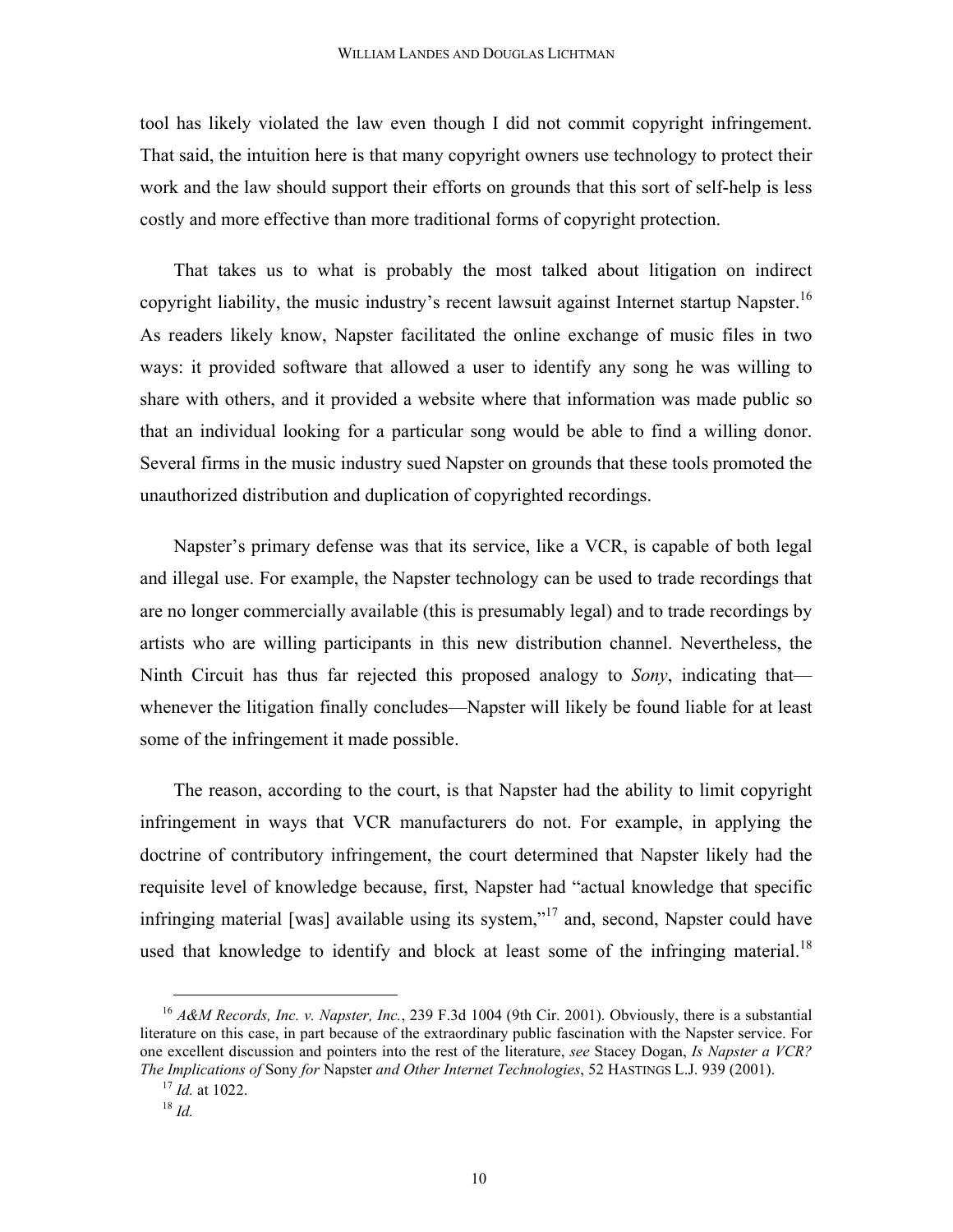tool has likely violated the law even though I did not commit copyright infringement. That said, the intuition here is that many copyright owners use technology to protect their work and the law should support their efforts on grounds that this sort of self-help is less costly and more effective than more traditional forms of copyright protection.

That takes us to what is probably the most talked about litigation on indirect copyright liability, the music industry's recent lawsuit against Internet startup Napster.[16] As readers likely know, Napster facilitated the online exchange of music files in two ways: it provided software that allowed a user to identify any song he was willing to share with others, and it provided a website where that information was made public so that an individual looking for a particular song would be able to find a willing donor. Several firms in the music industry sued Napster on grounds that these tools promoted the unauthorized distribution and duplication of copyrighted recordings.

Napster's primary defense was that its service, like a VCR, is capable of both legal and illegal use. For example, the Napster technology can be used to trade recordings that are no longer commercially available (this is presumably legal) and to trade recordings by artists who are willing participants in this new distribution channel. Nevertheless, the Ninth Circuit has thus far rejected this proposed analogy to *Sony*, indicating that—whenever the litigation finally concludes—Napster will likely be found liable for at least some of the infringement it made possible.

The reason, according to the court, is that Napster had the ability to limit copyright infringement in ways that VCR manufacturers do not. For example, in applying the doctrine of contributory infringement, the court determined that Napster likely had the requisite level of knowledge because, first, Napster had "actual knowledge that specific infringing material [was] available using its system,"[17] and, second, Napster could have used that knowledge to identify and block at least some of the infringing material.[18]

---

[16] *A&M Records, Inc. v. Napster, Inc.*, 239 F.3d 1004 (9th Cir. 2001). Obviously, there is a substantial literature on this case, in part because of the extraordinary public fascination with the Napster service. For one excellent discussion and pointers into the rest of the literature, *see* Stacey Dogan, *Is Napster a VCR? The Implications of* Sony *for* Napster *and Other Internet Technologies*, 52 HASTINGS L.J. 939 (2001).

[17] *Id.* at 1022.

[18] *Id.*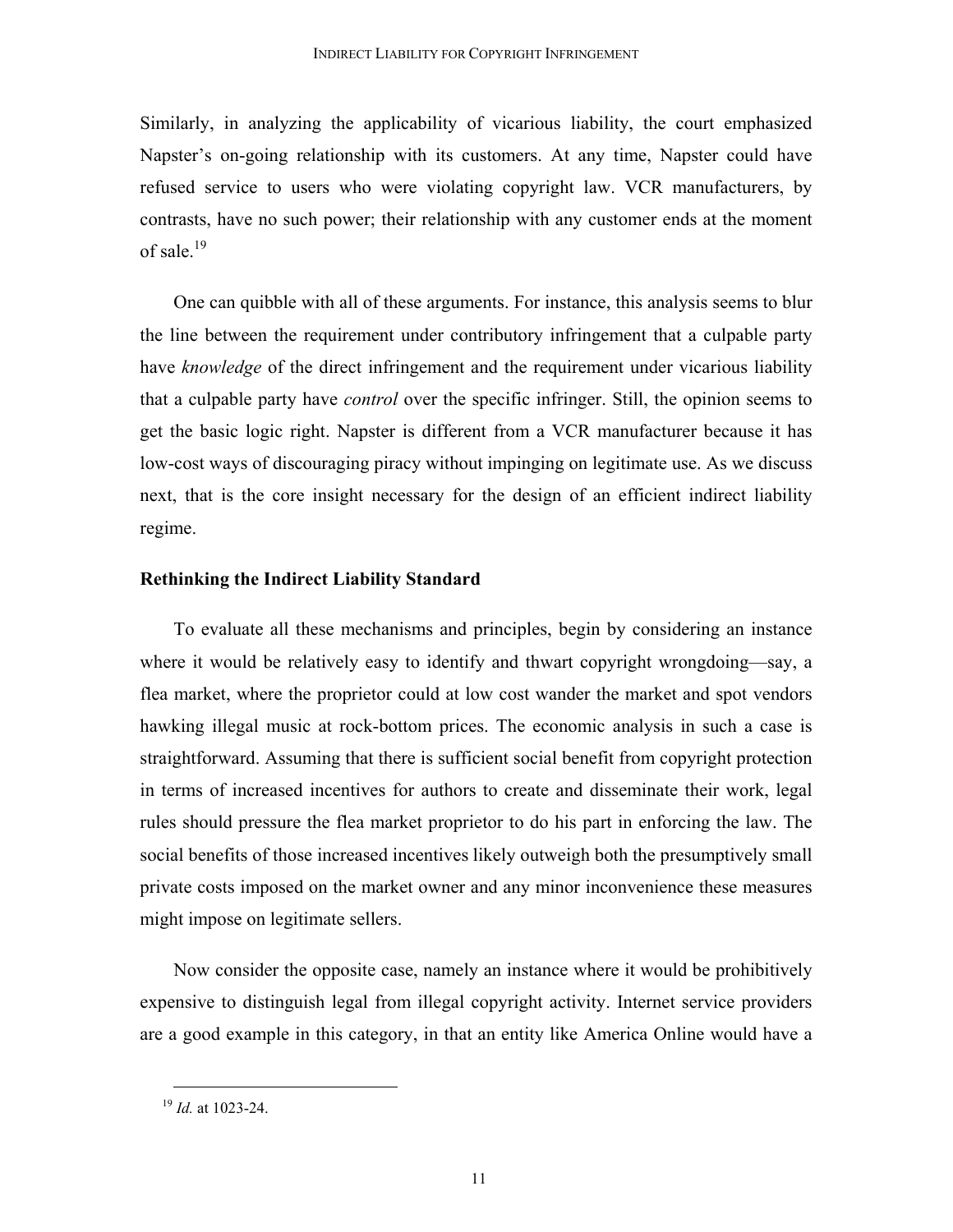Similarly, in analyzing the applicability of vicarious liability, the court emphasized Napster's on-going relationship with its customers. At any time, Napster could have refused service to users who were violating copyright law. VCR manufacturers, by contrasts, have no such power; their relationship with any customer ends at the moment of sale.[19]

One can quibble with all of these arguments. For instance, this analysis seems to blur the line between the requirement under contributory infringement that a culpable party have *knowledge* of the direct infringement and the requirement under vicarious liability that a culpable party have *control* over the specific infringer. Still, the opinion seems to get the basic logic right. Napster is different from a VCR manufacturer because it has low-cost ways of discouraging piracy without impinging on legitimate use. As we discuss next, that is the core insight necessary for the design of an efficient indirect liability regime.

**Rethinking the Indirect Liability Standard**

To evaluate all these mechanisms and principles, begin by considering an instance where it would be relatively easy to identify and thwart copyright wrongdoing—say, a flea market, where the proprietor could at low cost wander the market and spot vendors hawking illegal music at rock-bottom prices. The economic analysis in such a case is straightforward. Assuming that there is sufficient social benefit from copyright protection in terms of increased incentives for authors to create and disseminate their work, legal rules should pressure the flea market proprietor to do his part in enforcing the law. The social benefits of those increased incentives likely outweigh both the presumptively small private costs imposed on the market owner and any minor inconvenience these measures might impose on legitimate sellers.

Now consider the opposite case, namely an instance where it would be prohibitively expensive to distinguish legal from illegal copyright activity. Internet service providers are a good example in this category, in that an entity like America Online would have a

[19] *Id.* at 1023-24.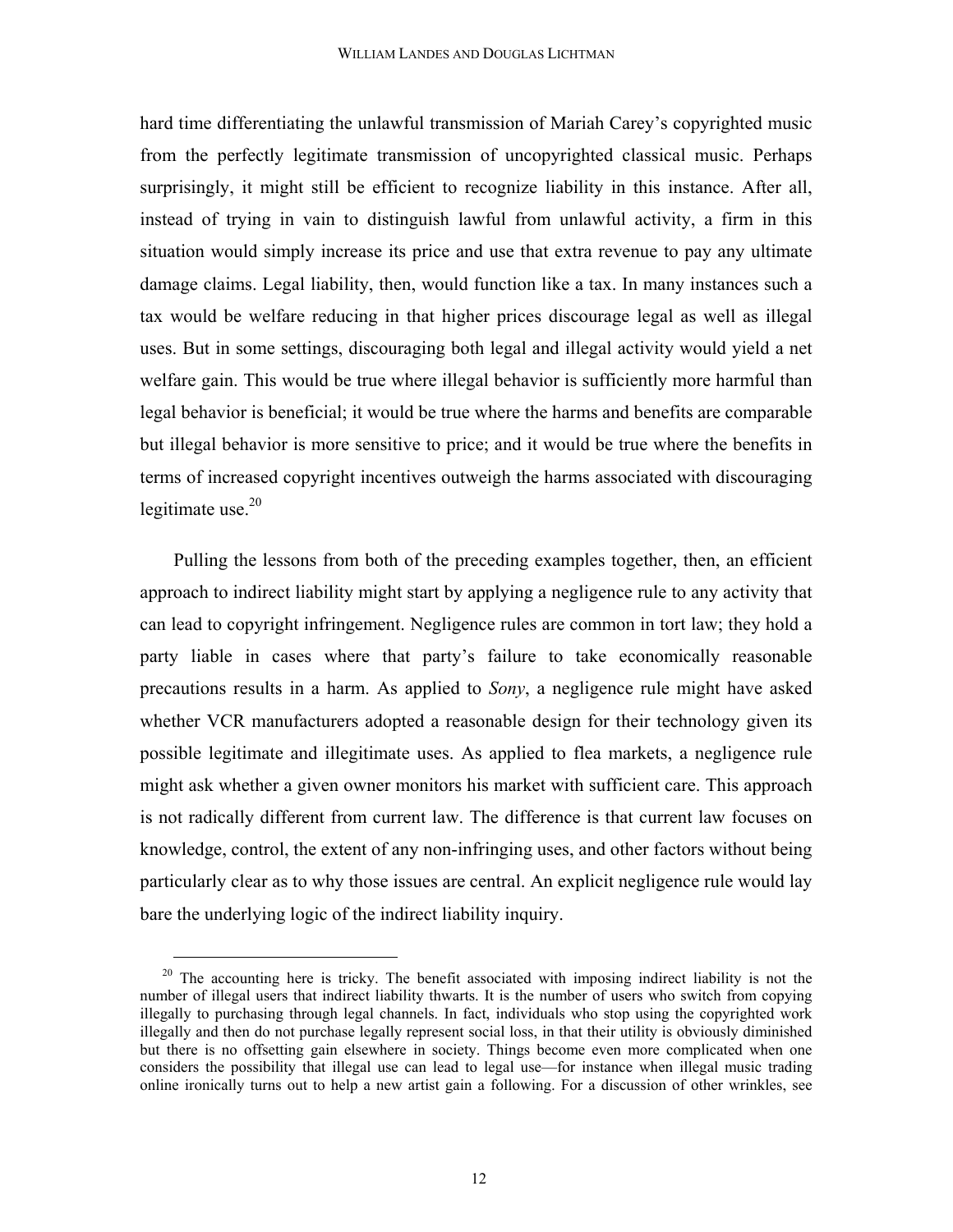hard time differentiating the unlawful transmission of Mariah Carey's copyrighted music from the perfectly legitimate transmission of uncopyrighted classical music. Perhaps surprisingly, it might still be efficient to recognize liability in this instance. After all, instead of trying in vain to distinguish lawful from unlawful activity, a firm in this situation would simply increase its price and use that extra revenue to pay any ultimate damage claims. Legal liability, then, would function like a tax. In many instances such a tax would be welfare reducing in that higher prices discourage legal as well as illegal uses. But in some settings, discouraging both legal and illegal activity would yield a net welfare gain. This would be true where illegal behavior is sufficiently more harmful than legal behavior is beneficial; it would be true where the harms and benefits are comparable but illegal behavior is more sensitive to price; and it would be true where the benefits in terms of increased copyright incentives outweigh the harms associated with discouraging legitimate use.[20]

Pulling the lessons from both of the preceding examples together, then, an efficient approach to indirect liability might start by applying a negligence rule to any activity that can lead to copyright infringement. Negligence rules are common in tort law; they hold a party liable in cases where that party's failure to take economically reasonable precautions results in a harm. As applied to *Sony*, a negligence rule might have asked whether VCR manufacturers adopted a reasonable design for their technology given its possible legitimate and illegitimate uses. As applied to flea markets, a negligence rule might ask whether a given owner monitors his market with sufficient care. This approach is not radically different from current law. The difference is that current law focuses on knowledge, control, the extent of any non-infringing uses, and other factors without being particularly clear as to why those issues are central. An explicit negligence rule would lay bare the underlying logic of the indirect liability inquiry.

[20] The accounting here is tricky. The benefit associated with imposing indirect liability is not the number of illegal users that indirect liability thwarts. It is the number of users who switch from copying illegally to purchasing through legal channels. In fact, individuals who stop using the copyrighted work illegally and then do not purchase legally represent social loss, in that their utility is obviously diminished but there is no offsetting gain elsewhere in society. Things become even more complicated when one considers the possibility that illegal use can lead to legal use—for instance when illegal music trading online ironically turns out to help a new artist gain a following. For a discussion of other wrinkles, see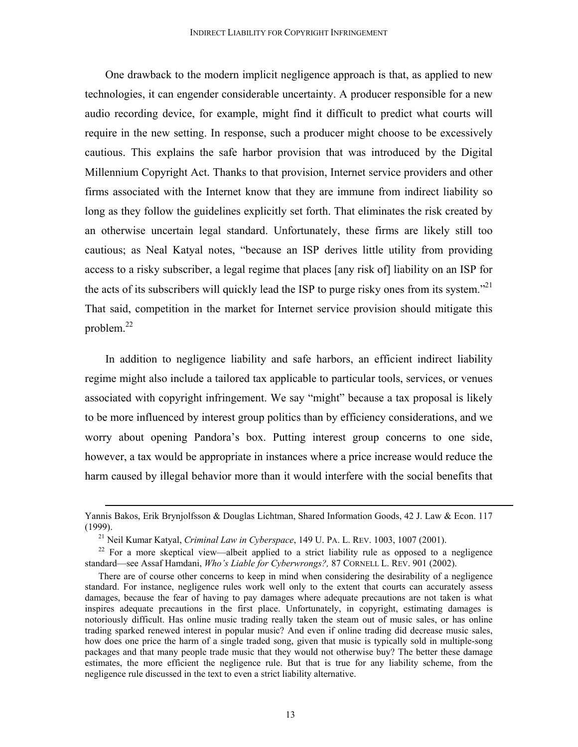One drawback to the modern implicit negligence approach is that, as applied to new technologies, it can engender considerable uncertainty. A producer responsible for a new audio recording device, for example, might find it difficult to predict what courts will require in the new setting. In response, such a producer might choose to be excessively cautious. This explains the safe harbor provision that was introduced by the Digital Millennium Copyright Act. Thanks to that provision, Internet service providers and other firms associated with the Internet know that they are immune from indirect liability so long as they follow the guidelines explicitly set forth. That eliminates the risk created by an otherwise uncertain legal standard. Unfortunately, these firms are likely still too cautious; as Neal Katyal notes, "because an ISP derives little utility from providing access to a risky subscriber, a legal regime that places [any risk of] liability on an ISP for the acts of its subscribers will quickly lead the ISP to purge risky ones from its system."[21] That said, competition in the market for Internet service provision should mitigate this problem.[22]

In addition to negligence liability and safe harbors, an efficient indirect liability regime might also include a tailored tax applicable to particular tools, services, or venues associated with copyright infringement. We say "might" because a tax proposal is likely to be more influenced by interest group politics than by efficiency considerations, and we worry about opening Pandora's box. Putting interest group concerns to one side, however, a tax would be appropriate in instances where a price increase would reduce the harm caused by illegal behavior more than it would interfere with the social benefits that

---

Yannis Bakos, Erik Brynjolfsson & Douglas Lichtman, Shared Information Goods, 42 J. Law & Econ. 117 (1999).

[21] Neil Kumar Katyal, *Criminal Law in Cyberspace*, 149 U. PA. L. REV. 1003, 1007 (2001).

[22] For a more skeptical view—albeit applied to a strict liability rule as opposed to a negligence standard—see Assaf Hamdani, *Who's Liable for Cyberwrongs?,* 87 CORNELL L. REV. 901 (2002).

There are of course other concerns to keep in mind when considering the desirability of a negligence standard. For instance, negligence rules work well only to the extent that courts can accurately assess damages, because the fear of having to pay damages where adequate precautions are not taken is what inspires adequate precautions in the first place. Unfortunately, in copyright, estimating damages is notoriously difficult. Has online music trading really taken the steam out of music sales, or has online trading sparked renewed interest in popular music? And even if online trading did decrease music sales, how does one price the harm of a single traded song, given that music is typically sold in multiple-song packages and that many people trade music that they would not otherwise buy? The better these damage estimates, the more efficient the negligence rule. But that is true for any liability scheme, from the negligence rule discussed in the text to even a strict liability alternative.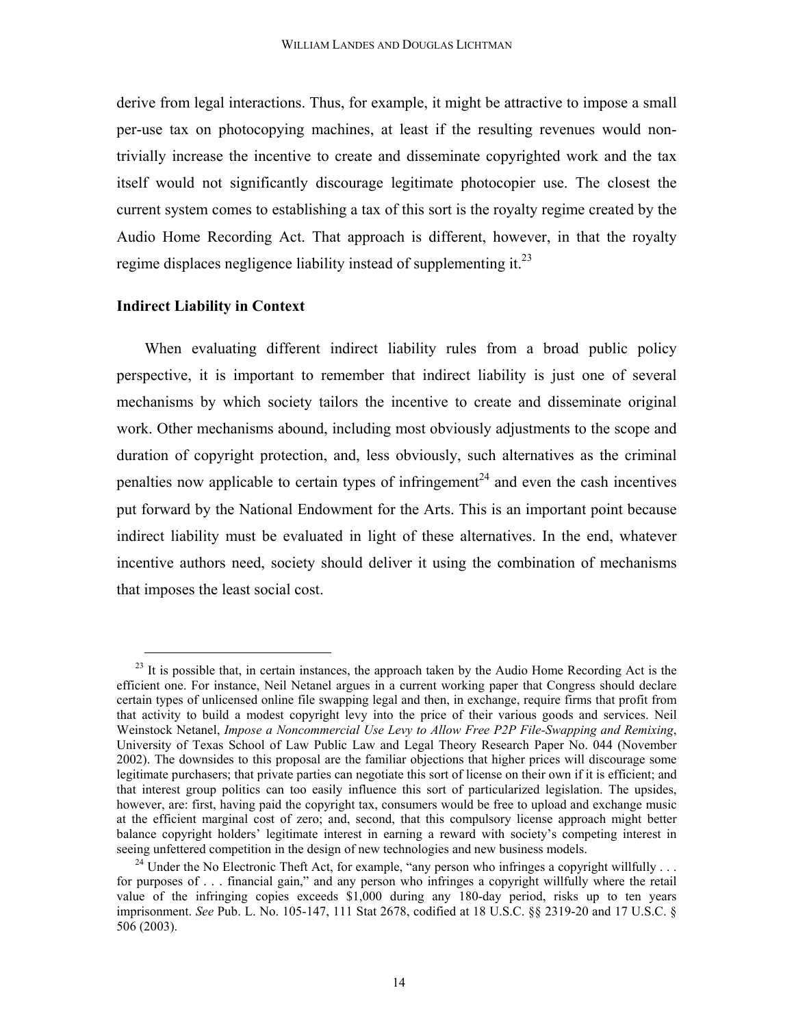derive from legal interactions. Thus, for example, it might be attractive to impose a small per-use tax on photocopying machines, at least if the resulting revenues would non-trivially increase the incentive to create and disseminate copyrighted work and the tax itself would not significantly discourage legitimate photocopier use. The closest the current system comes to establishing a tax of this sort is the royalty regime created by the Audio Home Recording Act. That approach is different, however, in that the royalty regime displaces negligence liability instead of supplementing it.[23]

**Indirect Liability in Context**

When evaluating different indirect liability rules from a broad public policy perspective, it is important to remember that indirect liability is just one of several mechanisms by which society tailors the incentive to create and disseminate original work. Other mechanisms abound, including most obviously adjustments to the scope and duration of copyright protection, and, less obviously, such alternatives as the criminal penalties now applicable to certain types of infringement[24] and even the cash incentives put forward by the National Endowment for the Arts. This is an important point because indirect liability must be evaluated in light of these alternatives. In the end, whatever incentive authors need, society should deliver it using the combination of mechanisms that imposes the least social cost.

---

[23] It is possible that, in certain instances, the approach taken by the Audio Home Recording Act is the efficient one. For instance, Neil Netanel argues in a current working paper that Congress should declare certain types of unlicensed online file swapping legal and then, in exchange, require firms that profit from that activity to build a modest copyright levy into the price of their various goods and services. Neil Weinstock Netanel, *Impose a Noncommercial Use Levy to Allow Free P2P File-Swapping and Remixing*, University of Texas School of Law Public Law and Legal Theory Research Paper No. 044 (November 2002). The downsides to this proposal are the familiar objections that higher prices will discourage some legitimate purchasers; that private parties can negotiate this sort of license on their own if it is efficient; and that interest group politics can too easily influence this sort of particularized legislation. The upsides, however, are: first, having paid the copyright tax, consumers would be free to upload and exchange music at the efficient marginal cost of zero; and, second, that this compulsory license approach might better balance copyright holders' legitimate interest in earning a reward with society's competing interest in seeing unfettered competition in the design of new technologies and new business models.

[24] Under the No Electronic Theft Act, for example, "any person who infringes a copyright willfully . . . for purposes of . . . financial gain," and any person who infringes a copyright willfully where the retail value of the infringing copies exceeds $1,000 during any 180-day period, risks up to ten years imprisonment. *See* Pub. L. No. 105-147, 111 Stat 2678, codified at 18 U.S.C. §§ 2319-20 and 17 U.S.C. § 506 (2003).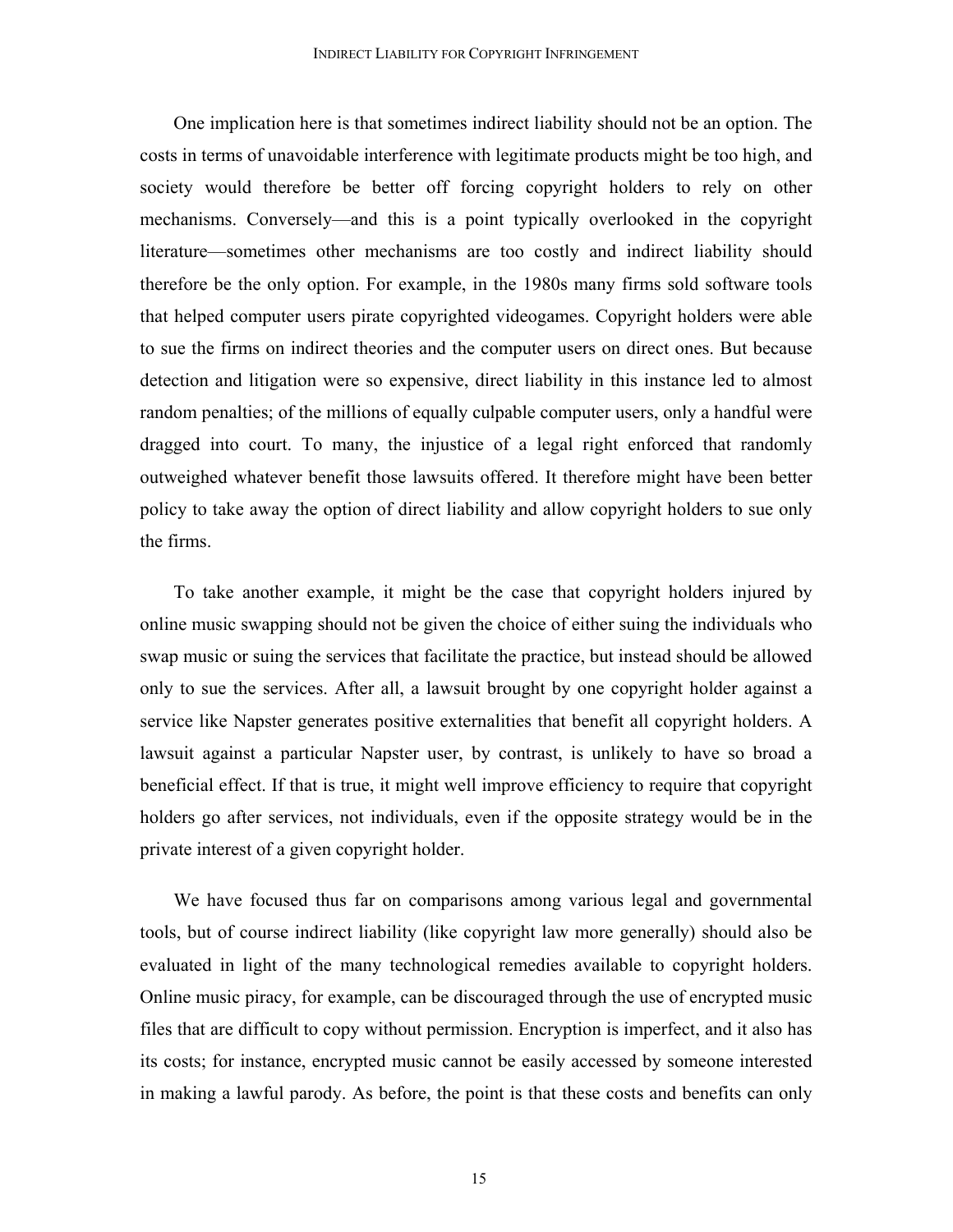One implication here is that sometimes indirect liability should not be an option. The costs in terms of unavoidable interference with legitimate products might be too high, and society would therefore be better off forcing copyright holders to rely on other mechanisms. Conversely—and this is a point typically overlooked in the copyright literature—sometimes other mechanisms are too costly and indirect liability should therefore be the only option. For example, in the 1980s many firms sold software tools that helped computer users pirate copyrighted videogames. Copyright holders were able to sue the firms on indirect theories and the computer users on direct ones. But because detection and litigation were so expensive, direct liability in this instance led to almost random penalties; of the millions of equally culpable computer users, only a handful were dragged into court. To many, the injustice of a legal right enforced that randomly outweighed whatever benefit those lawsuits offered. It therefore might have been better policy to take away the option of direct liability and allow copyright holders to sue only the firms.

To take another example, it might be the case that copyright holders injured by online music swapping should not be given the choice of either suing the individuals who swap music or suing the services that facilitate the practice, but instead should be allowed only to sue the services. After all, a lawsuit brought by one copyright holder against a service like Napster generates positive externalities that benefit all copyright holders. A lawsuit against a particular Napster user, by contrast, is unlikely to have so broad a beneficial effect. If that is true, it might well improve efficiency to require that copyright holders go after services, not individuals, even if the opposite strategy would be in the private interest of a given copyright holder.

We have focused thus far on comparisons among various legal and governmental tools, but of course indirect liability (like copyright law more generally) should also be evaluated in light of the many technological remedies available to copyright holders. Online music piracy, for example, can be discouraged through the use of encrypted music files that are difficult to copy without permission. Encryption is imperfect, and it also has its costs; for instance, encrypted music cannot be easily accessed by someone interested in making a lawful parody. As before, the point is that these costs and benefits can only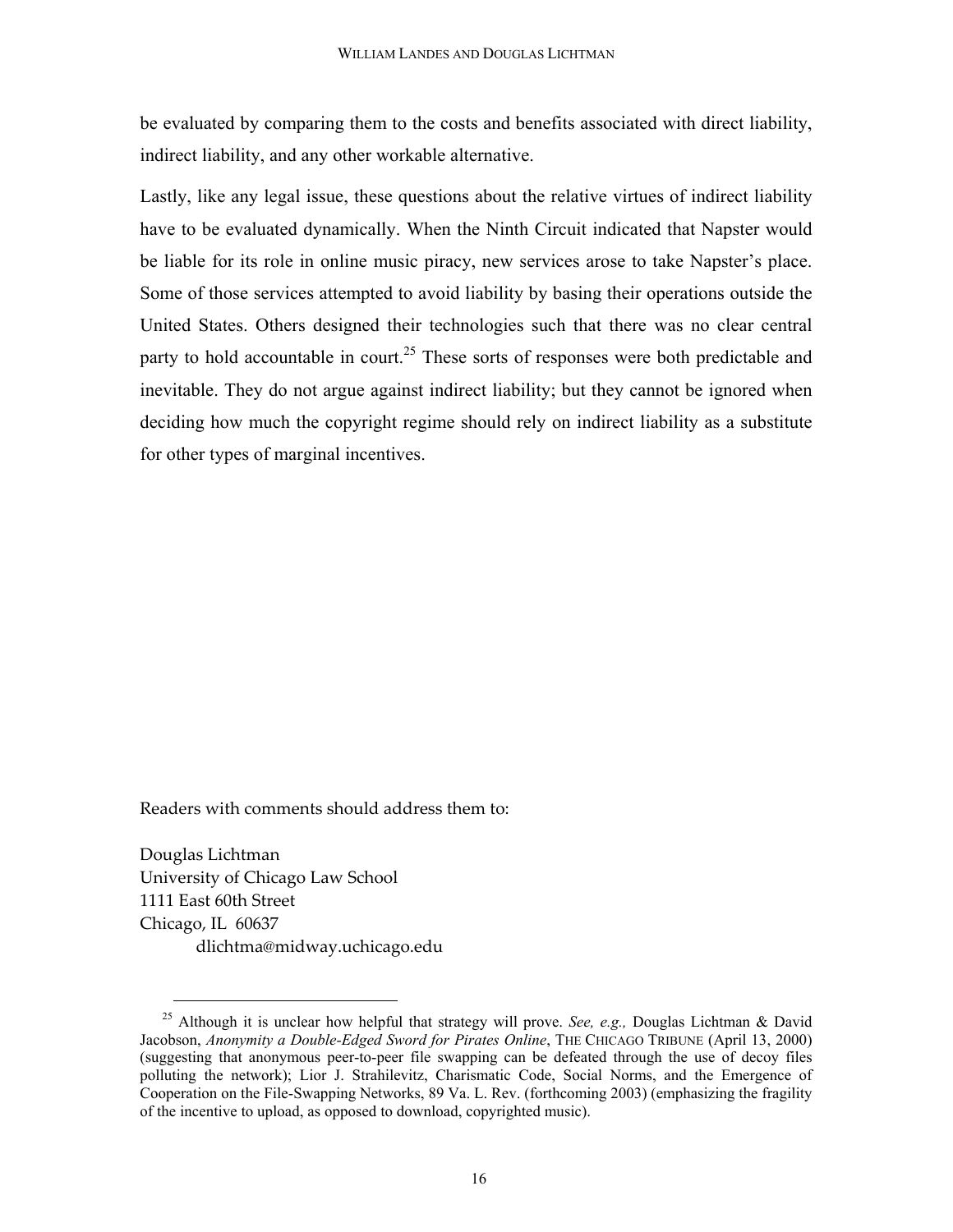be evaluated by comparing them to the costs and benefits associated with direct liability, indirect liability, and any other workable alternative.

Lastly, like any legal issue, these questions about the relative virtues of indirect liability have to be evaluated dynamically. When the Ninth Circuit indicated that Napster would be liable for its role in online music piracy, new services arose to take Napster's place. Some of those services attempted to avoid liability by basing their operations outside the United States. Others designed their technologies such that there was no clear central party to hold accountable in court.[25] These sorts of responses were both predictable and inevitable. They do not argue against indirect liability; but they cannot be ignored when deciding how much the copyright regime should rely on indirect liability as a substitute for other types of marginal incentives.

Readers with comments should address them to:

Douglas Lichtman
University of Chicago Law School
1111 East 60th Street
Chicago, IL 60637
dlichtma@midway.uchicago.edu

[25] Although it is unclear how helpful that strategy will prove. *See, e.g.,* Douglas Lichtman & David Jacobson, *Anonymity a Double-Edged Sword for Pirates Online*, THE CHICAGO TRIBUNE (April 13, 2000) (suggesting that anonymous peer-to-peer file swapping can be defeated through the use of decoy files polluting the network); Lior J. Strahilevitz, Charismatic Code, Social Norms, and the Emergence of Cooperation on the File-Swapping Networks, 89 Va. L. Rev. (forthcoming 2003) (emphasizing the fragility of the incentive to upload, as opposed to download, copyrighted music).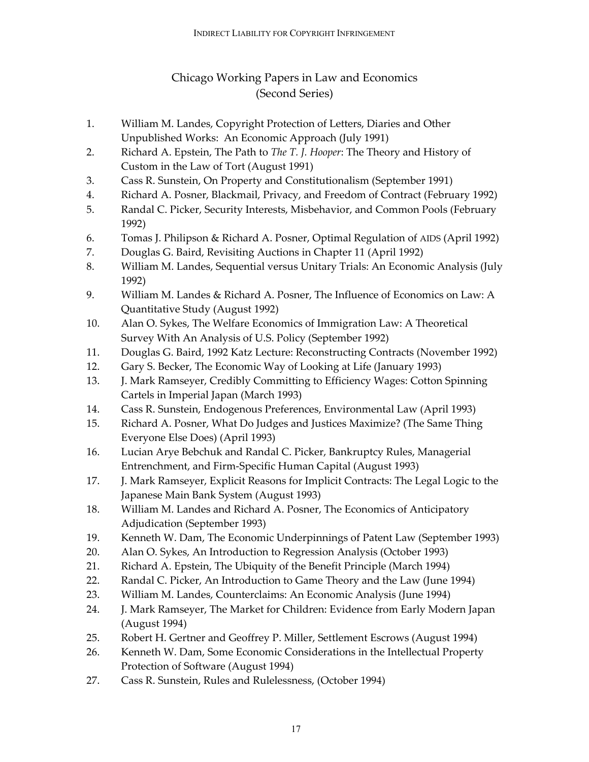## Chicago Working Papers in Law and Economics (Second Series)

1. William M. Landes, Copyright Protection of Letters, Diaries and Other Unpublished Works: An Economic Approach (July 1991)
2. Richard A. Epstein, The Path to *The T. J. Hooper*: The Theory and History of Custom in the Law of Tort (August 1991)
3. Cass R. Sunstein, On Property and Constitutionalism (September 1991)
4. Richard A. Posner, Blackmail, Privacy, and Freedom of Contract (February 1992)
5. Randal C. Picker, Security Interests, Misbehavior, and Common Pools (February 1992)
6. Tomas J. Philipson & Richard A. Posner, Optimal Regulation of AIDS (April 1992)
7. Douglas G. Baird, Revisiting Auctions in Chapter 11 (April 1992)
8. William M. Landes, Sequential versus Unitary Trials: An Economic Analysis (July 1992)
9. William M. Landes & Richard A. Posner, The Influence of Economics on Law: A Quantitative Study (August 1992)
10. Alan O. Sykes, The Welfare Economics of Immigration Law: A Theoretical Survey With An Analysis of U.S. Policy (September 1992)
11. Douglas G. Baird, 1992 Katz Lecture: Reconstructing Contracts (November 1992)
12. Gary S. Becker, The Economic Way of Looking at Life (January 1993)
13. J. Mark Ramseyer, Credibly Committing to Efficiency Wages: Cotton Spinning Cartels in Imperial Japan (March 1993)
14. Cass R. Sunstein, Endogenous Preferences, Environmental Law (April 1993)
15. Richard A. Posner, What Do Judges and Justices Maximize? (The Same Thing Everyone Else Does) (April 1993)
16. Lucian Arye Bebchuk and Randal C. Picker, Bankruptcy Rules, Managerial Entrenchment, and Firm-Specific Human Capital (August 1993)
17. J. Mark Ramseyer, Explicit Reasons for Implicit Contracts: The Legal Logic to the Japanese Main Bank System (August 1993)
18. William M. Landes and Richard A. Posner, The Economics of Anticipatory Adjudication (September 1993)
19. Kenneth W. Dam, The Economic Underpinnings of Patent Law (September 1993)
20. Alan O. Sykes, An Introduction to Regression Analysis (October 1993)
21. Richard A. Epstein, The Ubiquity of the Benefit Principle (March 1994)
22. Randal C. Picker, An Introduction to Game Theory and the Law (June 1994)
23. William M. Landes, Counterclaims: An Economic Analysis (June 1994)
24. J. Mark Ramseyer, The Market for Children: Evidence from Early Modern Japan (August 1994)
25. Robert H. Gertner and Geoffrey P. Miller, Settlement Escrows (August 1994)
26. Kenneth W. Dam, Some Economic Considerations in the Intellectual Property Protection of Software (August 1994)
27. Cass R. Sunstein, Rules and Rulelessness, (October 1994)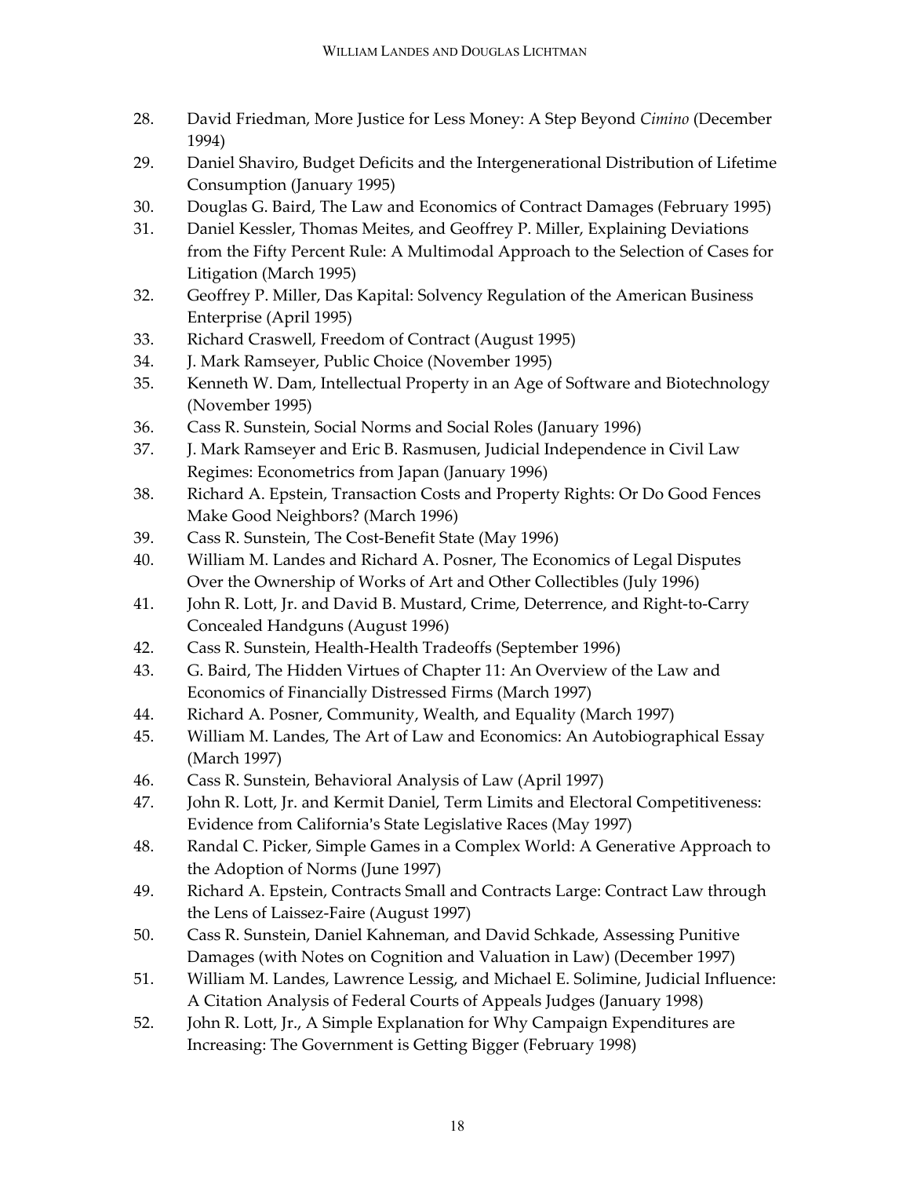28. David Friedman, More Justice for Less Money: A Step Beyond *Cimino* (December 1994)
29. Daniel Shaviro, Budget Deficits and the Intergenerational Distribution of Lifetime Consumption (January 1995)
30. Douglas G. Baird, The Law and Economics of Contract Damages (February 1995)
31. Daniel Kessler, Thomas Meites, and Geoffrey P. Miller, Explaining Deviations from the Fifty Percent Rule: A Multimodal Approach to the Selection of Cases for Litigation (March 1995)
32. Geoffrey P. Miller, Das Kapital: Solvency Regulation of the American Business Enterprise (April 1995)
33. Richard Craswell, Freedom of Contract (August 1995)
34. J. Mark Ramseyer, Public Choice (November 1995)
35. Kenneth W. Dam, Intellectual Property in an Age of Software and Biotechnology (November 1995)
36. Cass R. Sunstein, Social Norms and Social Roles (January 1996)
37. J. Mark Ramseyer and Eric B. Rasmusen, Judicial Independence in Civil Law Regimes: Econometrics from Japan (January 1996)
38. Richard A. Epstein, Transaction Costs and Property Rights: Or Do Good Fences Make Good Neighbors? (March 1996)
39. Cass R. Sunstein, The Cost-Benefit State (May 1996)
40. William M. Landes and Richard A. Posner, The Economics of Legal Disputes Over the Ownership of Works of Art and Other Collectibles (July 1996)
41. John R. Lott, Jr. and David B. Mustard, Crime, Deterrence, and Right-to-Carry Concealed Handguns (August 1996)
42. Cass R. Sunstein, Health-Health Tradeoffs (September 1996)
43. G. Baird, The Hidden Virtues of Chapter 11: An Overview of the Law and Economics of Financially Distressed Firms (March 1997)
44. Richard A. Posner, Community, Wealth, and Equality (March 1997)
45. William M. Landes, The Art of Law and Economics: An Autobiographical Essay (March 1997)
46. Cass R. Sunstein, Behavioral Analysis of Law (April 1997)
47. John R. Lott, Jr. and Kermit Daniel, Term Limits and Electoral Competitiveness: Evidence from California's State Legislative Races (May 1997)
48. Randal C. Picker, Simple Games in a Complex World: A Generative Approach to the Adoption of Norms (June 1997)
49. Richard A. Epstein, Contracts Small and Contracts Large: Contract Law through the Lens of Laissez-Faire (August 1997)
50. Cass R. Sunstein, Daniel Kahneman, and David Schkade, Assessing Punitive Damages (with Notes on Cognition and Valuation in Law) (December 1997)
51. William M. Landes, Lawrence Lessig, and Michael E. Solimine, Judicial Influence: A Citation Analysis of Federal Courts of Appeals Judges (January 1998)
52. John R. Lott, Jr., A Simple Explanation for Why Campaign Expenditures are Increasing: The Government is Getting Bigger (February 1998)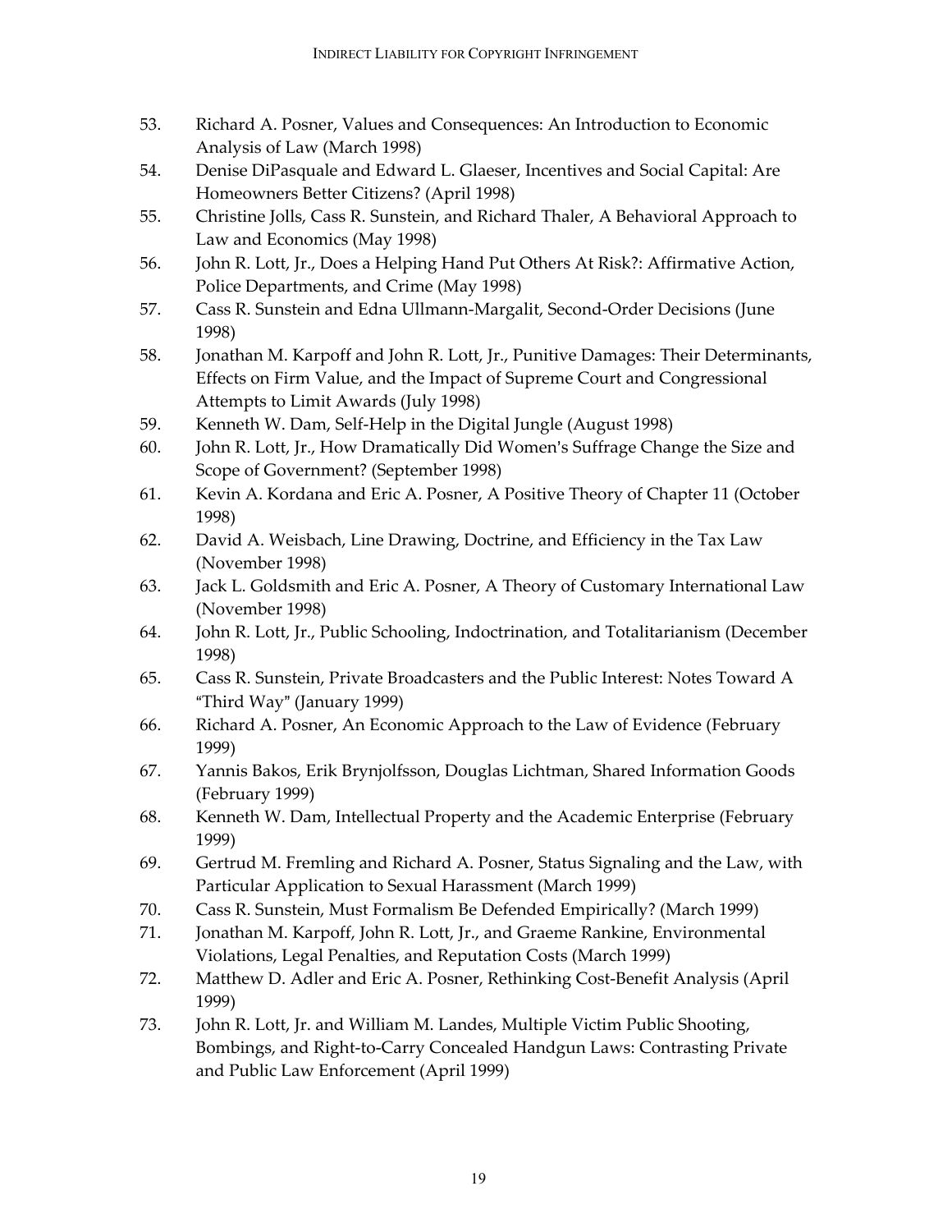53. Richard A. Posner, Values and Consequences: An Introduction to Economic Analysis of Law (March 1998)
54. Denise DiPasquale and Edward L. Glaeser, Incentives and Social Capital: Are Homeowners Better Citizens? (April 1998)
55. Christine Jolls, Cass R. Sunstein, and Richard Thaler, A Behavioral Approach to Law and Economics (May 1998)
56. John R. Lott, Jr., Does a Helping Hand Put Others At Risk?: Affirmative Action, Police Departments, and Crime (May 1998)
57. Cass R. Sunstein and Edna Ullmann-Margalit, Second-Order Decisions (June 1998)
58. Jonathan M. Karpoff and John R. Lott, Jr., Punitive Damages: Their Determinants, Effects on Firm Value, and the Impact of Supreme Court and Congressional Attempts to Limit Awards (July 1998)
59. Kenneth W. Dam, Self-Help in the Digital Jungle (August 1998)
60. John R. Lott, Jr., How Dramatically Did Women's Suffrage Change the Size and Scope of Government? (September 1998)
61. Kevin A. Kordana and Eric A. Posner, A Positive Theory of Chapter 11 (October 1998)
62. David A. Weisbach, Line Drawing, Doctrine, and Efficiency in the Tax Law (November 1998)
63. Jack L. Goldsmith and Eric A. Posner, A Theory of Customary International Law (November 1998)
64. John R. Lott, Jr., Public Schooling, Indoctrination, and Totalitarianism (December 1998)
65. Cass R. Sunstein, Private Broadcasters and the Public Interest: Notes Toward A "Third Way" (January 1999)
66. Richard A. Posner, An Economic Approach to the Law of Evidence (February 1999)
67. Yannis Bakos, Erik Brynjolfsson, Douglas Lichtman, Shared Information Goods (February 1999)
68. Kenneth W. Dam, Intellectual Property and the Academic Enterprise (February 1999)
69. Gertrud M. Fremling and Richard A. Posner, Status Signaling and the Law, with Particular Application to Sexual Harassment (March 1999)
70. Cass R. Sunstein, Must Formalism Be Defended Empirically? (March 1999)
71. Jonathan M. Karpoff, John R. Lott, Jr., and Graeme Rankine, Environmental Violations, Legal Penalties, and Reputation Costs (March 1999)
72. Matthew D. Adler and Eric A. Posner, Rethinking Cost-Benefit Analysis (April 1999)
73. John R. Lott, Jr. and William M. Landes, Multiple Victim Public Shooting, Bombings, and Right-to-Carry Concealed Handgun Laws: Contrasting Private and Public Law Enforcement (April 1999)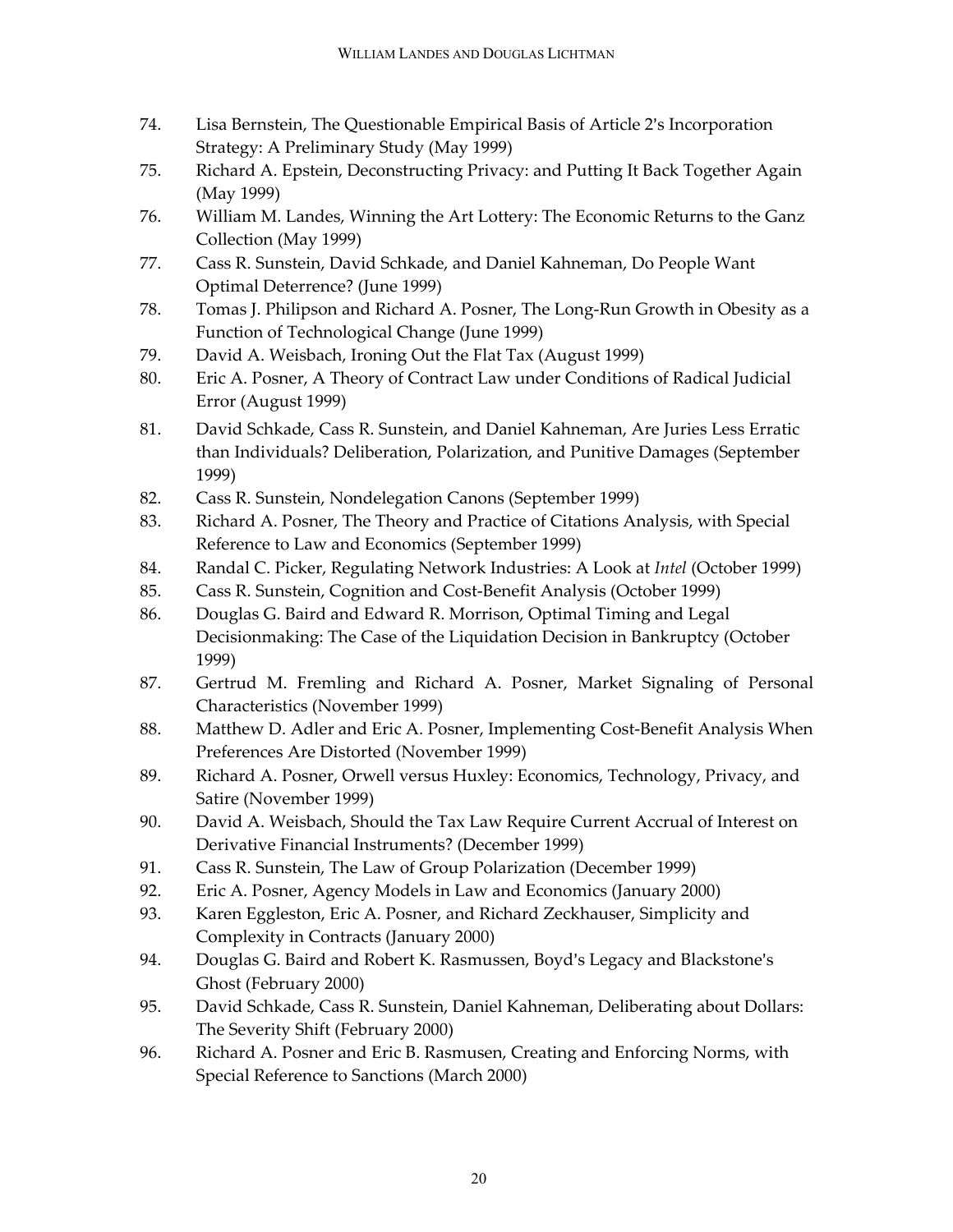74. Lisa Bernstein, The Questionable Empirical Basis of Article 2's Incorporation Strategy: A Preliminary Study (May 1999)
75. Richard A. Epstein, Deconstructing Privacy: and Putting It Back Together Again (May 1999)
76. William M. Landes, Winning the Art Lottery: The Economic Returns to the Ganz Collection (May 1999)
77. Cass R. Sunstein, David Schkade, and Daniel Kahneman, Do People Want Optimal Deterrence? (June 1999)
78. Tomas J. Philipson and Richard A. Posner, The Long-Run Growth in Obesity as a Function of Technological Change (June 1999)
79. David A. Weisbach, Ironing Out the Flat Tax (August 1999)
80. Eric A. Posner, A Theory of Contract Law under Conditions of Radical Judicial Error (August 1999)
81. David Schkade, Cass R. Sunstein, and Daniel Kahneman, Are Juries Less Erratic than Individuals? Deliberation, Polarization, and Punitive Damages (September 1999)
82. Cass R. Sunstein, Nondelegation Canons (September 1999)
83. Richard A. Posner, The Theory and Practice of Citations Analysis, with Special Reference to Law and Economics (September 1999)
84. Randal C. Picker, Regulating Network Industries: A Look at *Intel* (October 1999)
85. Cass R. Sunstein, Cognition and Cost-Benefit Analysis (October 1999)
86. Douglas G. Baird and Edward R. Morrison, Optimal Timing and Legal Decisionmaking: The Case of the Liquidation Decision in Bankruptcy (October 1999)
87. Gertrud M. Fremling and Richard A. Posner, Market Signaling of Personal Characteristics (November 1999)
88. Matthew D. Adler and Eric A. Posner, Implementing Cost-Benefit Analysis When Preferences Are Distorted (November 1999)
89. Richard A. Posner, Orwell versus Huxley: Economics, Technology, Privacy, and Satire (November 1999)
90. David A. Weisbach, Should the Tax Law Require Current Accrual of Interest on Derivative Financial Instruments? (December 1999)
91. Cass R. Sunstein, The Law of Group Polarization (December 1999)
92. Eric A. Posner, Agency Models in Law and Economics (January 2000)
93. Karen Eggleston, Eric A. Posner, and Richard Zeckhauser, Simplicity and Complexity in Contracts (January 2000)
94. Douglas G. Baird and Robert K. Rasmussen, Boyd's Legacy and Blackstone's Ghost (February 2000)
95. David Schkade, Cass R. Sunstein, Daniel Kahneman, Deliberating about Dollars: The Severity Shift (February 2000)
96. Richard A. Posner and Eric B. Rasmusen, Creating and Enforcing Norms, with Special Reference to Sanctions (March 2000)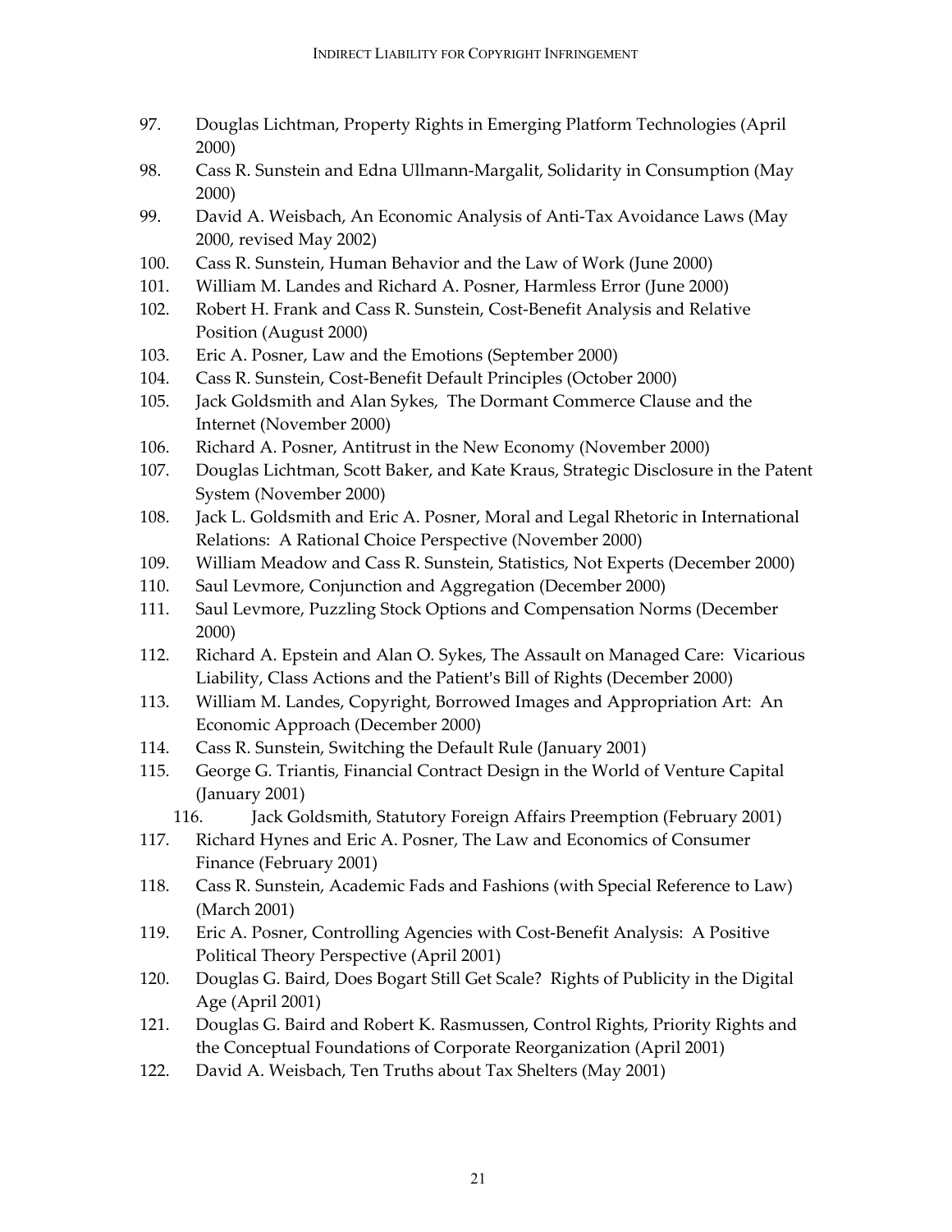97. Douglas Lichtman, Property Rights in Emerging Platform Technologies (April 2000)
98. Cass R. Sunstein and Edna Ullmann-Margalit, Solidarity in Consumption (May 2000)
99. David A. Weisbach, An Economic Analysis of Anti-Tax Avoidance Laws (May 2000, revised May 2002)
100. Cass R. Sunstein, Human Behavior and the Law of Work (June 2000)
101. William M. Landes and Richard A. Posner, Harmless Error (June 2000)
102. Robert H. Frank and Cass R. Sunstein, Cost-Benefit Analysis and Relative Position (August 2000)
103. Eric A. Posner, Law and the Emotions (September 2000)
104. Cass R. Sunstein, Cost-Benefit Default Principles (October 2000)
105. Jack Goldsmith and Alan Sykes, The Dormant Commerce Clause and the Internet (November 2000)
106. Richard A. Posner, Antitrust in the New Economy (November 2000)
107. Douglas Lichtman, Scott Baker, and Kate Kraus, Strategic Disclosure in the Patent System (November 2000)
108. Jack L. Goldsmith and Eric A. Posner, Moral and Legal Rhetoric in International Relations: A Rational Choice Perspective (November 2000)
109. William Meadow and Cass R. Sunstein, Statistics, Not Experts (December 2000)
110. Saul Levmore, Conjunction and Aggregation (December 2000)
111. Saul Levmore, Puzzling Stock Options and Compensation Norms (December 2000)
112. Richard A. Epstein and Alan O. Sykes, The Assault on Managed Care: Vicarious Liability, Class Actions and the Patient's Bill of Rights (December 2000)
113. William M. Landes, Copyright, Borrowed Images and Appropriation Art: An Economic Approach (December 2000)
114. Cass R. Sunstein, Switching the Default Rule (January 2001)
115. George G. Triantis, Financial Contract Design in the World of Venture Capital (January 2001)
116. Jack Goldsmith, Statutory Foreign Affairs Preemption (February 2001)
117. Richard Hynes and Eric A. Posner, The Law and Economics of Consumer Finance (February 2001)
118. Cass R. Sunstein, Academic Fads and Fashions (with Special Reference to Law) (March 2001)
119. Eric A. Posner, Controlling Agencies with Cost-Benefit Analysis: A Positive Political Theory Perspective (April 2001)
120. Douglas G. Baird, Does Bogart Still Get Scale? Rights of Publicity in the Digital Age (April 2001)
121. Douglas G. Baird and Robert K. Rasmussen, Control Rights, Priority Rights and the Conceptual Foundations of Corporate Reorganization (April 2001)
122. David A. Weisbach, Ten Truths about Tax Shelters (May 2001)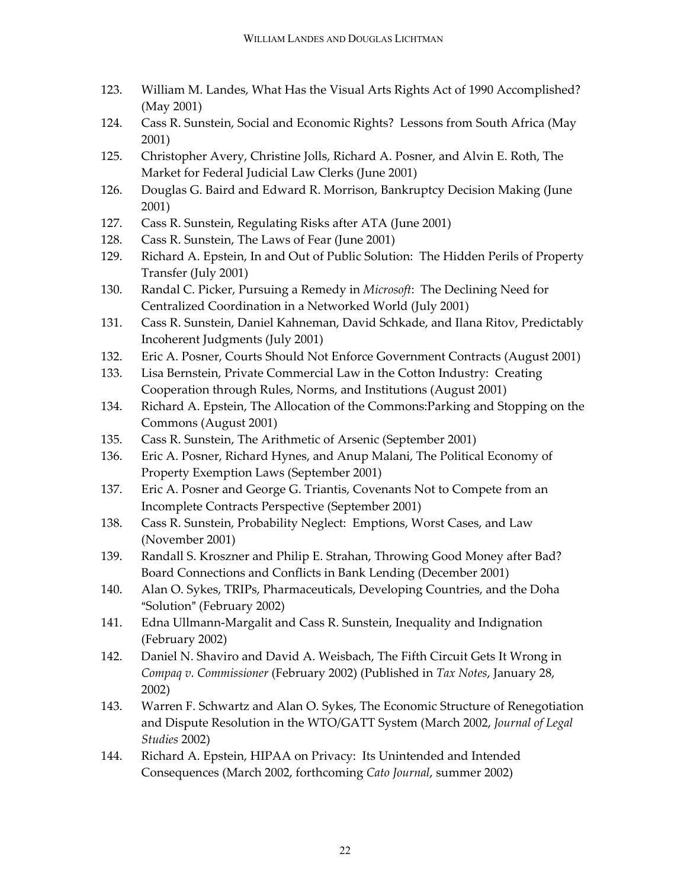123. William M. Landes, What Has the Visual Arts Rights Act of 1990 Accomplished? (May 2001)
124. Cass R. Sunstein, Social and Economic Rights? Lessons from South Africa (May 2001)
125. Christopher Avery, Christine Jolls, Richard A. Posner, and Alvin E. Roth, The Market for Federal Judicial Law Clerks (June 2001)
126. Douglas G. Baird and Edward R. Morrison, Bankruptcy Decision Making (June 2001)
127. Cass R. Sunstein, Regulating Risks after ATA (June 2001)
128. Cass R. Sunstein, The Laws of Fear (June 2001)
129. Richard A. Epstein, In and Out of Public Solution: The Hidden Perils of Property Transfer (July 2001)
130. Randal C. Picker, Pursuing a Remedy in *Microsoft*: The Declining Need for Centralized Coordination in a Networked World (July 2001)
131. Cass R. Sunstein, Daniel Kahneman, David Schkade, and Ilana Ritov, Predictably Incoherent Judgments (July 2001)
132. Eric A. Posner, Courts Should Not Enforce Government Contracts (August 2001)
133. Lisa Bernstein, Private Commercial Law in the Cotton Industry: Creating Cooperation through Rules, Norms, and Institutions (August 2001)
134. Richard A. Epstein, The Allocation of the Commons:Parking and Stopping on the Commons (August 2001)
135. Cass R. Sunstein, The Arithmetic of Arsenic (September 2001)
136. Eric A. Posner, Richard Hynes, and Anup Malani, The Political Economy of Property Exemption Laws (September 2001)
137. Eric A. Posner and George G. Triantis, Covenants Not to Compete from an Incomplete Contracts Perspective (September 2001)
138. Cass R. Sunstein, Probability Neglect: Emptions, Worst Cases, and Law (November 2001)
139. Randall S. Kroszner and Philip E. Strahan, Throwing Good Money after Bad? Board Connections and Conflicts in Bank Lending (December 2001)
140. Alan O. Sykes, TRIPs, Pharmaceuticals, Developing Countries, and the Doha "Solution" (February 2002)
141. Edna Ullmann-Margalit and Cass R. Sunstein, Inequality and Indignation (February 2002)
142. Daniel N. Shaviro and David A. Weisbach, The Fifth Circuit Gets It Wrong in *Compaq v. Commissioner* (February 2002) (Published in *Tax Notes*, January 28, 2002)
143. Warren F. Schwartz and Alan O. Sykes, The Economic Structure of Renegotiation and Dispute Resolution in the WTO/GATT System (March 2002, *Journal of Legal Studies* 2002)
144. Richard A. Epstein, HIPAA on Privacy: Its Unintended and Intended Consequences (March 2002, forthcoming *Cato Journal*, summer 2002)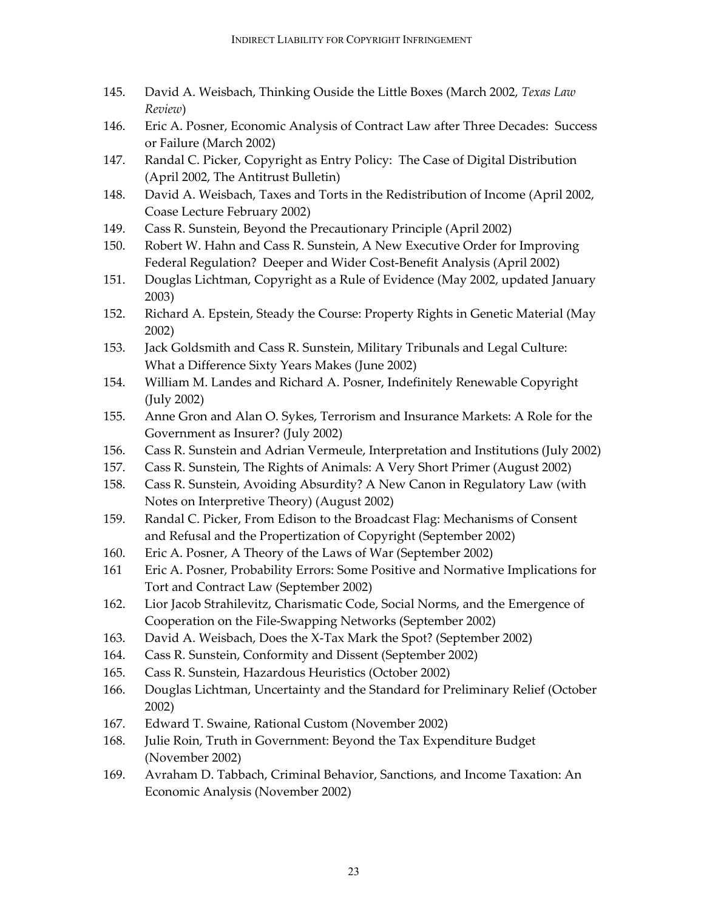145. David A. Weisbach, Thinking Ouside the Little Boxes (March 2002, *Texas Law Review*)
146. Eric A. Posner, Economic Analysis of Contract Law after Three Decades: Success or Failure (March 2002)
147. Randal C. Picker, Copyright as Entry Policy: The Case of Digital Distribution (April 2002, The Antitrust Bulletin)
148. David A. Weisbach, Taxes and Torts in the Redistribution of Income (April 2002, Coase Lecture February 2002)
149. Cass R. Sunstein, Beyond the Precautionary Principle (April 2002)
150. Robert W. Hahn and Cass R. Sunstein, A New Executive Order for Improving Federal Regulation? Deeper and Wider Cost-Benefit Analysis (April 2002)
151. Douglas Lichtman, Copyright as a Rule of Evidence (May 2002, updated January 2003)
152. Richard A. Epstein, Steady the Course: Property Rights in Genetic Material (May 2002)
153. Jack Goldsmith and Cass R. Sunstein, Military Tribunals and Legal Culture: What a Difference Sixty Years Makes (June 2002)
154. William M. Landes and Richard A. Posner, Indefinitely Renewable Copyright (July 2002)
155. Anne Gron and Alan O. Sykes, Terrorism and Insurance Markets: A Role for the Government as Insurer? (July 2002)
156. Cass R. Sunstein and Adrian Vermeule, Interpretation and Institutions (July 2002)
157. Cass R. Sunstein, The Rights of Animals: A Very Short Primer (August 2002)
158. Cass R. Sunstein, Avoiding Absurdity? A New Canon in Regulatory Law (with Notes on Interpretive Theory) (August 2002)
159. Randal C. Picker, From Edison to the Broadcast Flag: Mechanisms of Consent and Refusal and the Propertization of Copyright (September 2002)
160. Eric A. Posner, A Theory of the Laws of War (September 2002)
161 Eric A. Posner, Probability Errors: Some Positive and Normative Implications for Tort and Contract Law (September 2002)
162. Lior Jacob Strahilevitz, Charismatic Code, Social Norms, and the Emergence of Cooperation on the File-Swapping Networks (September 2002)
163. David A. Weisbach, Does the X-Tax Mark the Spot? (September 2002)
164. Cass R. Sunstein, Conformity and Dissent (September 2002)
165. Cass R. Sunstein, Hazardous Heuristics (October 2002)
166. Douglas Lichtman, Uncertainty and the Standard for Preliminary Relief (October 2002)
167. Edward T. Swaine, Rational Custom (November 2002)
168. Julie Roin, Truth in Government: Beyond the Tax Expenditure Budget (November 2002)
169. Avraham D. Tabbach, Criminal Behavior, Sanctions, and Income Taxation: An Economic Analysis (November 2002)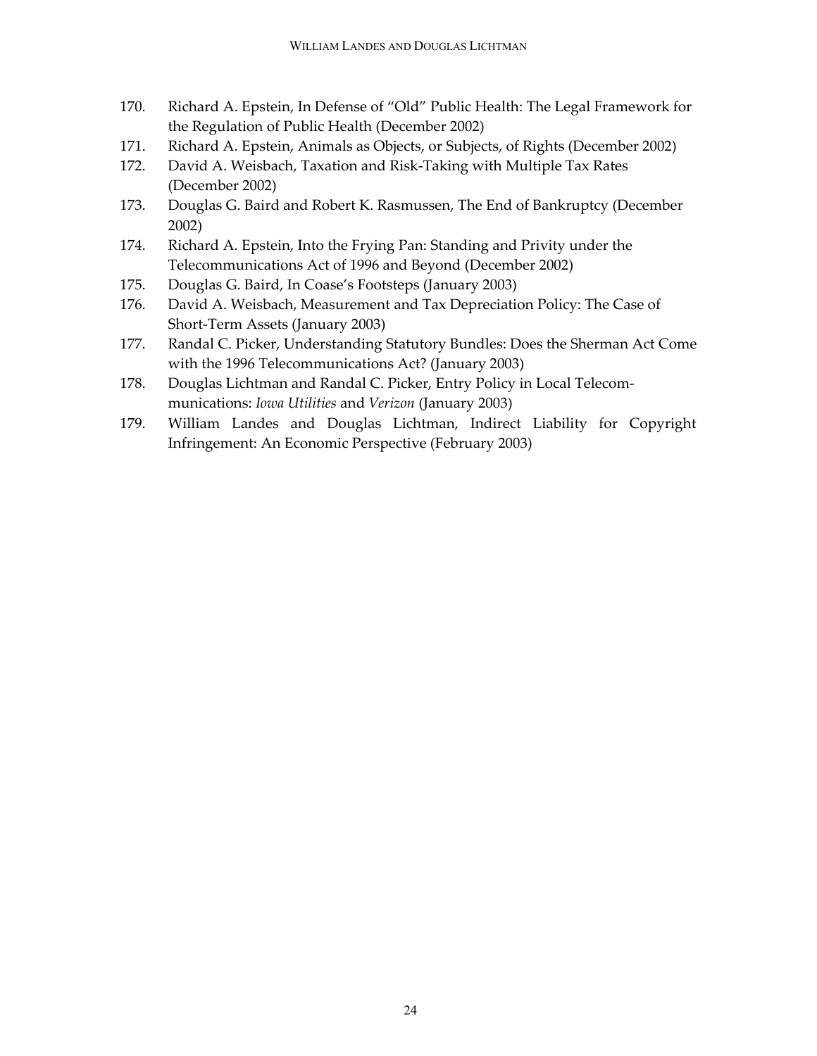170. Richard A. Epstein, In Defense of "Old" Public Health: The Legal Framework for the Regulation of Public Health (December 2002)
171. Richard A. Epstein, Animals as Objects, or Subjects, of Rights (December 2002)
172. David A. Weisbach, Taxation and Risk-Taking with Multiple Tax Rates (December 2002)
173. Douglas G. Baird and Robert K. Rasmussen, The End of Bankruptcy (December 2002)
174. Richard A. Epstein, Into the Frying Pan: Standing and Privity under the Telecommunications Act of 1996 and Beyond (December 2002)
175. Douglas G. Baird, In Coase's Footsteps (January 2003)
176. David A. Weisbach, Measurement and Tax Depreciation Policy: The Case of Short-Term Assets (January 2003)
177. Randal C. Picker, Understanding Statutory Bundles: Does the Sherman Act Come with the 1996 Telecommunications Act? (January 2003)
178. Douglas Lichtman and Randal C. Picker, Entry Policy in Local Telecommunications: *Iowa Utilities* and *Verizon* (January 2003)
179. William Landes and Douglas Lichtman, Indirect Liability for Copyright Infringement: An Economic Perspective (February 2003)